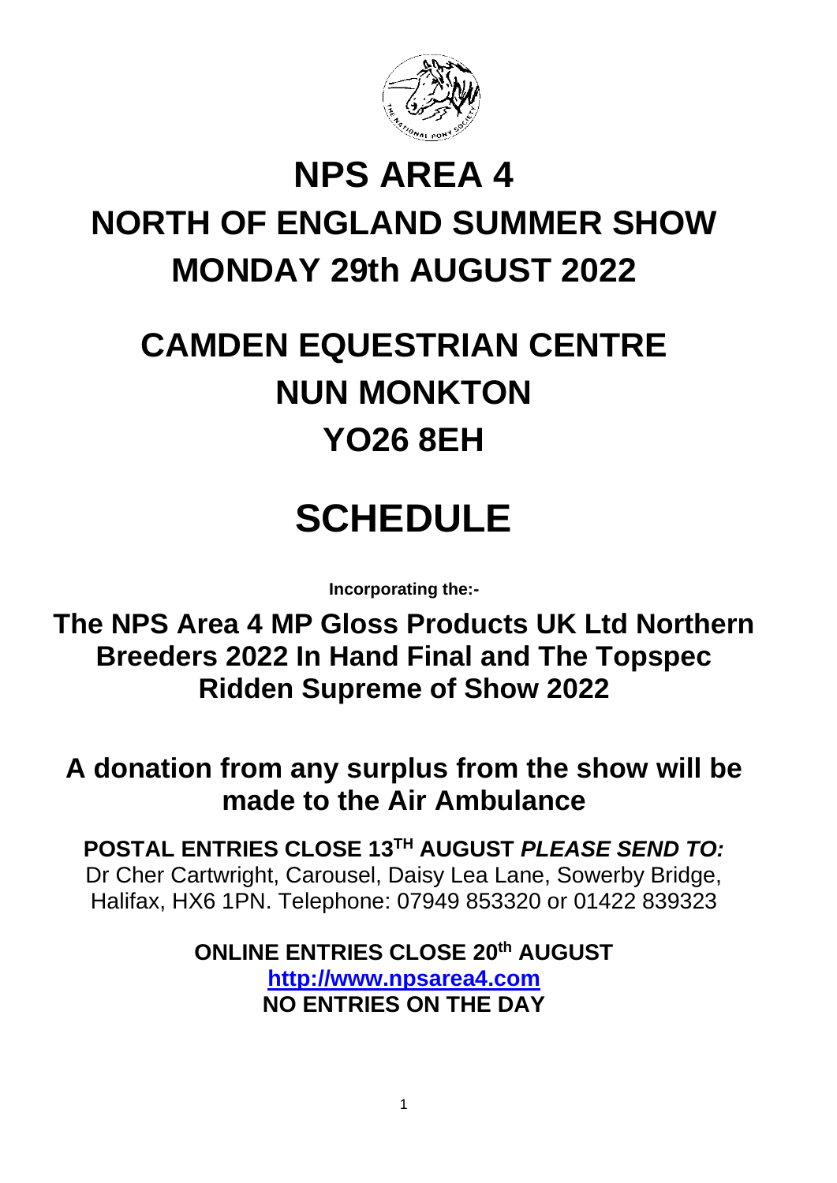# NPS AREA 4

# NORTH OF ENGLAND SUMMER SHOW

# MONDAY 29th AUGUST 2022

## CAMDEN EQUESTRIAN CENTRE

## NUN MONKTON

## YO26 8EH

# SCHEDULE

**Incorporating the:-**

**The NPS Area 4 MP Gloss Products UK Ltd Northern Breeders 2022 In Hand Final and The Topspec Ridden Supreme of Show 2022**

**A donation from any surplus from the show will be made to the Air Ambulance**

**POSTAL ENTRIES CLOSE 13TH AUGUST *PLEASE SEND TO:***
Dr Cher Cartwright, Carousel, Daisy Lea Lane, Sowerby Bridge, Halifax, HX6 1PN. Telephone: 07949 853320 or 01422 839323

**ONLINE ENTRIES CLOSE 20th AUGUST**
**http://www.npsarea4.com**
**NO ENTRIES ON THE DAY**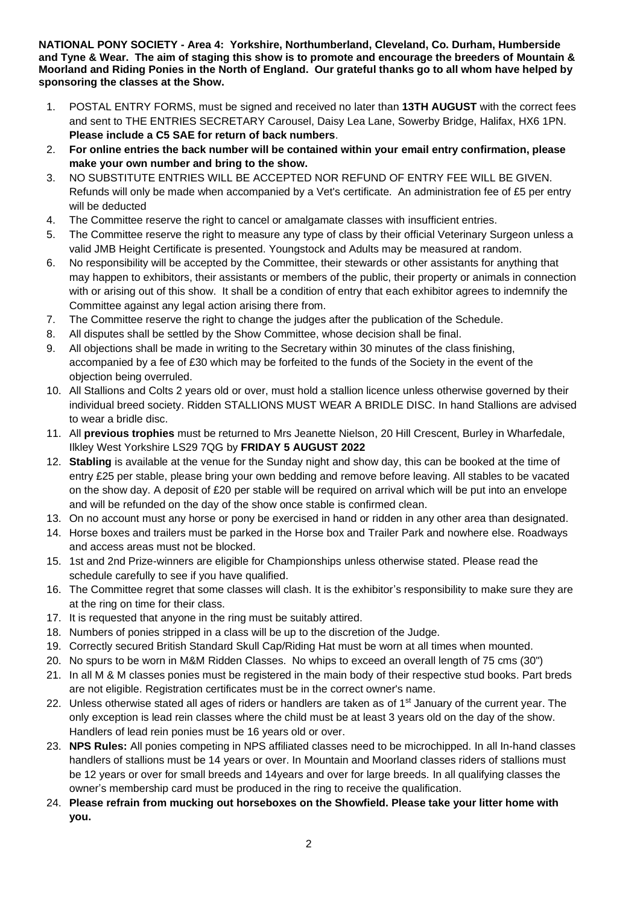**NATIONAL PONY SOCIETY - Area 4: Yorkshire, Northumberland, Cleveland, Co. Durham, Humberside and Tyne & Wear. The aim of staging this show is to promote and encourage the breeders of Mountain & Moorland and Riding Ponies in the North of England. Our grateful thanks go to all whom have helped by sponsoring the classes at the Show.**

1. POSTAL ENTRY FORMS, must be signed and received no later than **13TH AUGUST** with the correct fees and sent to THE ENTRIES SECRETARY Carousel, Daisy Lea Lane, Sowerby Bridge, Halifax, HX6 1PN. **Please include a C5 SAE for return of back numbers**.
2. **For online entries the back number will be contained within your email entry confirmation, please make your own number and bring to the show.**
3. NO SUBSTITUTE ENTRIES WILL BE ACCEPTED NOR REFUND OF ENTRY FEE WILL BE GIVEN. Refunds will only be made when accompanied by a Vet's certificate. An administration fee of £5 per entry will be deducted
4. The Committee reserve the right to cancel or amalgamate classes with insufficient entries.
5. The Committee reserve the right to measure any type of class by their official Veterinary Surgeon unless a valid JMB Height Certificate is presented. Youngstock and Adults may be measured at random.
6. No responsibility will be accepted by the Committee, their stewards or other assistants for anything that may happen to exhibitors, their assistants or members of the public, their property or animals in connection with or arising out of this show. It shall be a condition of entry that each exhibitor agrees to indemnify the Committee against any legal action arising there from.
7. The Committee reserve the right to change the judges after the publication of the Schedule.
8. All disputes shall be settled by the Show Committee, whose decision shall be final.
9. All objections shall be made in writing to the Secretary within 30 minutes of the class finishing, accompanied by a fee of £30 which may be forfeited to the funds of the Society in the event of the objection being overruled.
10. All Stallions and Colts 2 years old or over, must hold a stallion licence unless otherwise governed by their individual breed society. Ridden STALLIONS MUST WEAR A BRIDLE DISC. In hand Stallions are advised to wear a bridle disc.
11. All **previous trophies** must be returned to Mrs Jeanette Nielson, 20 Hill Crescent, Burley in Wharfedale, Ilkley West Yorkshire LS29 7QG by **FRIDAY 5 AUGUST 2022**
12. **Stabling** is available at the venue for the Sunday night and show day, this can be booked at the time of entry £25 per stable, please bring your own bedding and remove before leaving. All stables to be vacated on the show day. A deposit of £20 per stable will be required on arrival which will be put into an envelope and will be refunded on the day of the show once stable is confirmed clean.
13. On no account must any horse or pony be exercised in hand or ridden in any other area than designated.
14. Horse boxes and trailers must be parked in the Horse box and Trailer Park and nowhere else. Roadways and access areas must not be blocked.
15. 1st and 2nd Prize-winners are eligible for Championships unless otherwise stated. Please read the schedule carefully to see if you have qualified.
16. The Committee regret that some classes will clash. It is the exhibitor's responsibility to make sure they are at the ring on time for their class.
17. It is requested that anyone in the ring must be suitably attired.
18. Numbers of ponies stripped in a class will be up to the discretion of the Judge.
19. Correctly secured British Standard Skull Cap/Riding Hat must be worn at all times when mounted.
20. No spurs to be worn in M&M Ridden Classes. No whips to exceed an overall length of 75 cms (30")
21. In all M & M classes ponies must be registered in the main body of their respective stud books. Part breds are not eligible. Registration certificates must be in the correct owner's name.
22. Unless otherwise stated all ages of riders or handlers are taken as of 1st January of the current year. The only exception is lead rein classes where the child must be at least 3 years old on the day of the show. Handlers of lead rein ponies must be 16 years old or over.
23. **NPS Rules:** All ponies competing in NPS affiliated classes need to be microchipped. In all In-hand classes handlers of stallions must be 14 years or over. In Mountain and Moorland classes riders of stallions must be 12 years or over for small breeds and 14years and over for large breeds. In all qualifying classes the owner's membership card must be produced in the ring to receive the qualification.
24. **Please refrain from mucking out horseboxes on the Showfield. Please take your litter home with you.**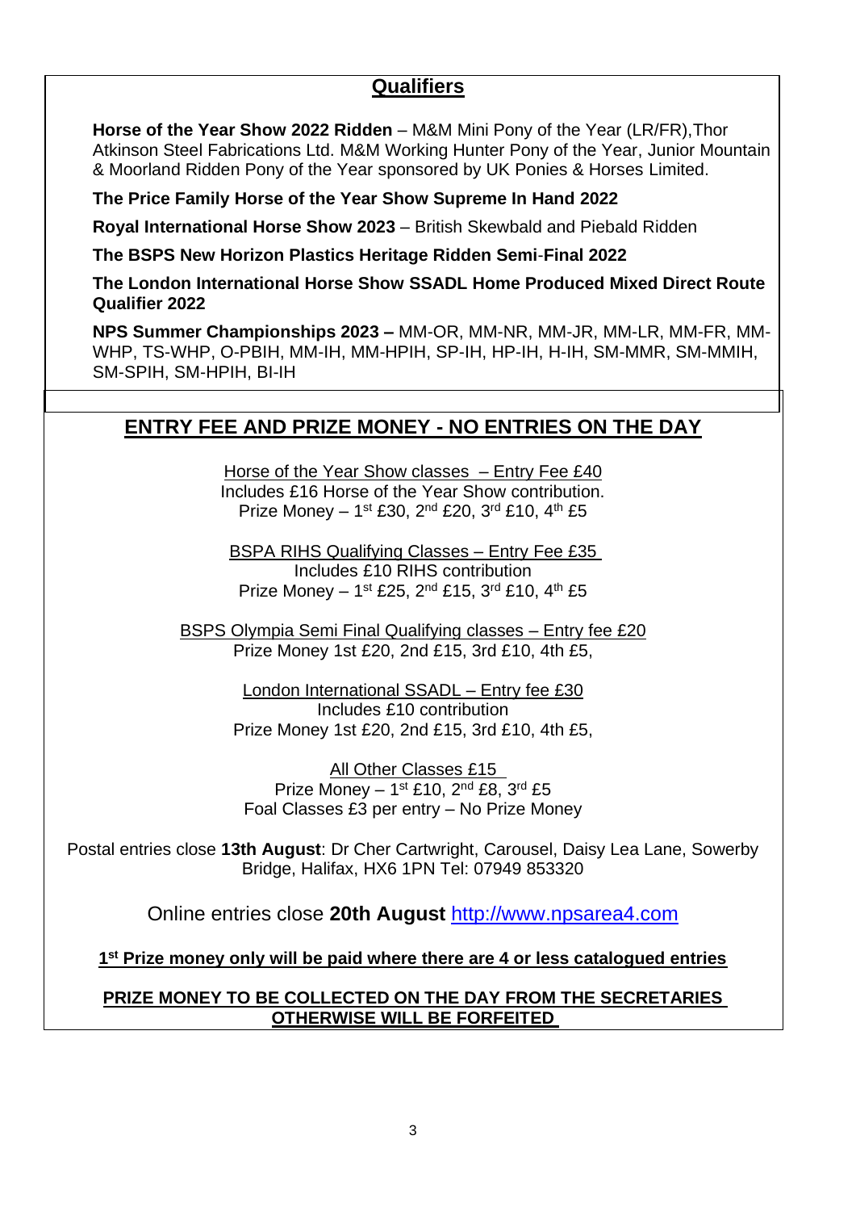## Qualifiers

**Horse of the Year Show 2022 Ridden** – M&M Mini Pony of the Year (LR/FR),Thor Atkinson Steel Fabrications Ltd. M&M Working Hunter Pony of the Year, Junior Mountain & Moorland Ridden Pony of the Year sponsored by UK Ponies & Horses Limited.

**The Price Family Horse of the Year Show Supreme In Hand 2022**

**Royal International Horse Show 2023** – British Skewbald and Piebald Ridden

**The BSPS New Horizon Plastics Heritage Ridden Semi-Final 2022**

**The London International Horse Show SSADL Home Produced Mixed Direct Route Qualifier 2022**

**NPS Summer Championships 2023 –** MM-OR, MM-NR, MM-JR, MM-LR, MM-FR, MM-WHP, TS-WHP, O-PBIH, MM-IH, MM-HPIH, SP-IH, HP-IH, H-IH, SM-MMR, SM-MMIH, SM-SPIH, SM-HPIH, BI-IH

## ENTRY FEE AND PRIZE MONEY - NO ENTRIES ON THE DAY

Horse of the Year Show classes – Entry Fee £40
Includes £16 Horse of the Year Show contribution.
Prize Money – 1st £30, 2nd £20, 3rd £10, 4th £5

BSPA RIHS Qualifying Classes – Entry Fee £35
Includes £10 RIHS contribution
Prize Money – 1st £25, 2nd £15, 3rd £10, 4th £5

BSPS Olympia Semi Final Qualifying classes – Entry fee £20
Prize Money 1st £20, 2nd £15, 3rd £10, 4th £5,

London International SSADL – Entry fee £30
Includes £10 contribution
Prize Money 1st £20, 2nd £15, 3rd £10, 4th £5,

All Other Classes £15
Prize Money – 1st £10, 2nd £8, 3rd £5
Foal Classes £3 per entry – No Prize Money

Postal entries close **13th August**: Dr Cher Cartwright, Carousel, Daisy Lea Lane, Sowerby Bridge, Halifax, HX6 1PN Tel: 07949 853320

Online entries close **20th August** http://www.npsarea4.com

**1st Prize money only will be paid where there are 4 or less catalogued entries**

**PRIZE MONEY TO BE COLLECTED ON THE DAY FROM THE SECRETARIES OTHERWISE WILL BE FORFEITED**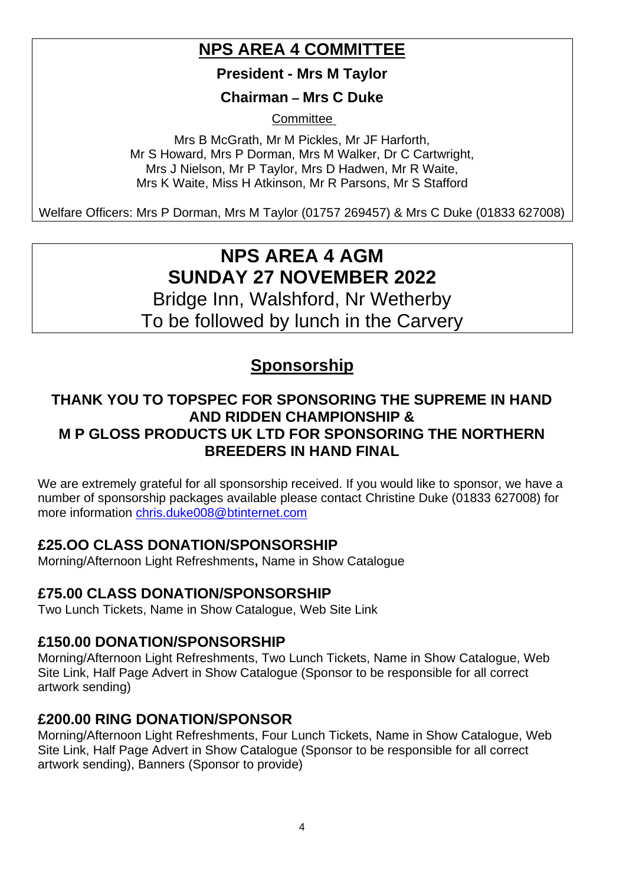# NPS AREA 4 COMMITTEE

**President - Mrs M Taylor**

**Chairman – Mrs C Duke**

Committee

Mrs B McGrath, Mr M Pickles, Mr JF Harforth,
Mr S Howard, Mrs P Dorman, Mrs M Walker, Dr C Cartwright,
Mrs J Nielson, Mr P Taylor, Mrs D Hadwen, Mr R Waite,
Mrs K Waite, Miss H Atkinson, Mr R Parsons, Mr S Stafford

Welfare Officers: Mrs P Dorman, Mrs M Taylor (01757 269457) & Mrs C Duke (01833 627008)

# NPS AREA 4 AGM
# SUNDAY 27 NOVEMBER 2022

Bridge Inn, Walshford, Nr Wetherby
To be followed by lunch in the Carvery

## Sponsorship

**THANK YOU TO TOPSPEC FOR SPONSORING THE SUPREME IN HAND AND RIDDEN CHAMPIONSHIP & M P GLOSS PRODUCTS UK LTD FOR SPONSORING THE NORTHERN BREEDERS IN HAND FINAL**

We are extremely grateful for all sponsorship received. If you would like to sponsor, we have a number of sponsorship packages available please contact Christine Duke (01833 627008) for more information chris.duke008@btinternet.com

### £25.OO CLASS DONATION/SPONSORSHIP

Morning/Afternoon Light Refreshments**,** Name in Show Catalogue

### £75.00 CLASS DONATION/SPONSORSHIP

Two Lunch Tickets, Name in Show Catalogue, Web Site Link

### £150.00 DONATION/SPONSORSHIP

Morning/Afternoon Light Refreshments, Two Lunch Tickets, Name in Show Catalogue, Web Site Link, Half Page Advert in Show Catalogue (Sponsor to be responsible for all correct artwork sending)

### £200.00 RING DONATION/SPONSOR

Morning/Afternoon Light Refreshments, Four Lunch Tickets, Name in Show Catalogue, Web Site Link, Half Page Advert in Show Catalogue (Sponsor to be responsible for all correct artwork sending), Banners (Sponsor to provide)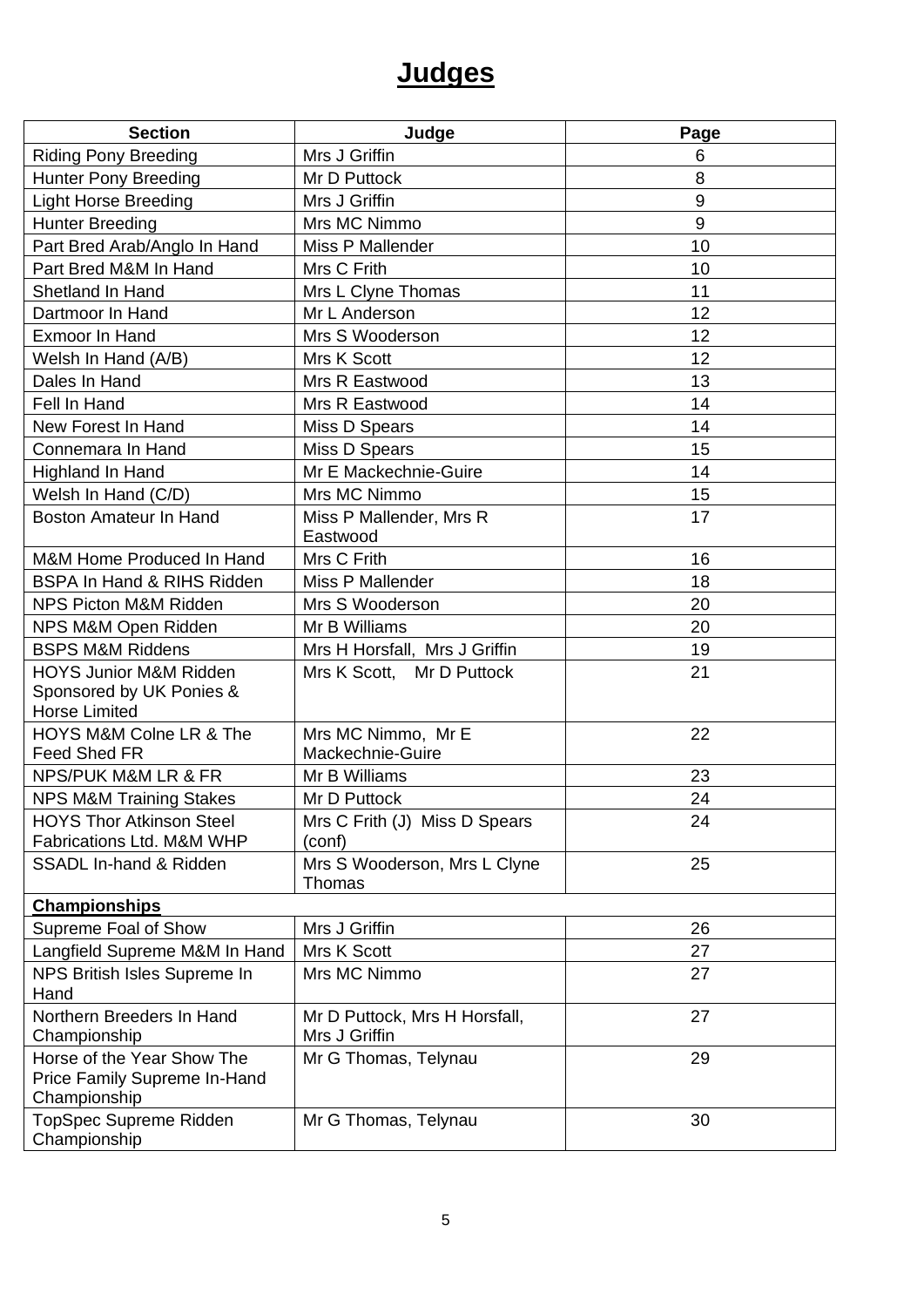# Judges

| Section | Judge | Page |
|---|---|---|
| Riding Pony Breeding | Mrs J Griffin | 6 |
| Hunter Pony Breeding | Mr D Puttock | 8 |
| Light Horse Breeding | Mrs J Griffin | 9 |
| Hunter Breeding | Mrs MC Nimmo | 9 |
| Part Bred Arab/Anglo In Hand | Miss P Mallender | 10 |
| Part Bred M&M In Hand | Mrs C Frith | 10 |
| Shetland In Hand | Mrs L Clyne Thomas | 11 |
| Dartmoor In Hand | Mr L Anderson | 12 |
| Exmoor In Hand | Mrs S Wooderson | 12 |
| Welsh In Hand (A/B) | Mrs K Scott | 12 |
| Dales In Hand | Mrs R Eastwood | 13 |
| Fell In Hand | Mrs R Eastwood | 14 |
| New Forest In Hand | Miss D Spears | 14 |
| Connemara In Hand | Miss D Spears | 15 |
| Highland In Hand | Mr E Mackechnie-Guire | 14 |
| Welsh In Hand (C/D) | Mrs MC Nimmo | 15 |
| Boston Amateur In Hand | Miss P Mallender, Mrs R Eastwood | 17 |
| M&M Home Produced In Hand | Mrs C Frith | 16 |
| BSPA In Hand & RIHS Ridden | Miss P Mallender | 18 |
| NPS Picton M&M Ridden | Mrs S Wooderson | 20 |
| NPS M&M Open Ridden | Mr B Williams | 20 |
| BSPS M&M Riddens | Mrs H Horsfall, Mrs J Griffin | 19 |
| HOYS Junior M&M Ridden Sponsored by UK Ponies & Horse Limited | Mrs K Scott, Mr D Puttock | 21 |
| HOYS M&M Colne LR & The Feed Shed FR | Mrs MC Nimmo, Mr E Mackechnie-Guire | 22 |
| NPS/PUK M&M LR & FR | Mr B Williams | 23 |
| NPS M&M Training Stakes | Mr D Puttock | 24 |
| HOYS Thor Atkinson Steel Fabrications Ltd. M&M WHP | Mrs C Frith (J) Miss D Spears (conf) | 24 |
| SSADL In-hand & Ridden | Mrs S Wooderson, Mrs L Clyne Thomas | 25 |
| **Championships** | | |
| Supreme Foal of Show | Mrs J Griffin | 26 |
| Langfield Supreme M&M In Hand | Mrs K Scott | 27 |
| NPS British Isles Supreme In Hand | Mrs MC Nimmo | 27 |
| Northern Breeders In Hand Championship | Mr D Puttock, Mrs H Horsfall, Mrs J Griffin | 27 |
| Horse of the Year Show The Price Family Supreme In-Hand Championship | Mr G Thomas, Telynau | 29 |
| TopSpec Supreme Ridden Championship | Mr G Thomas, Telynau | 30 |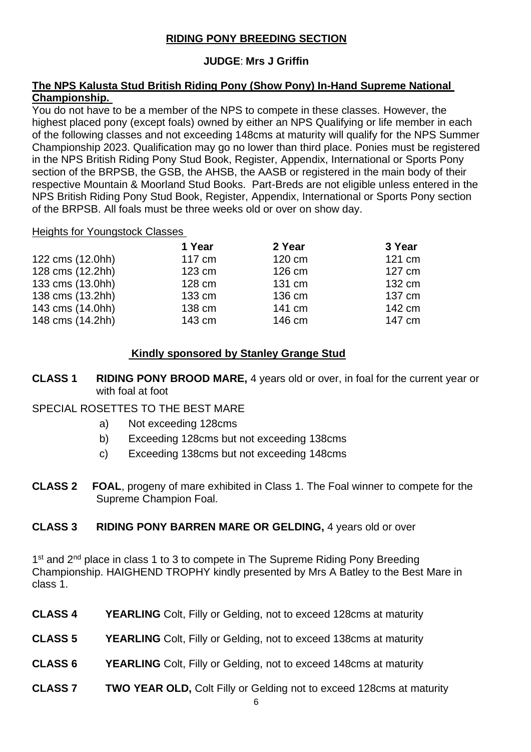## RIDING PONY BREEDING SECTION

**JUDGE**: **Mrs J Griffin**

**The NPS Kalusta Stud British Riding Pony (Show Pony) In-Hand Supreme National Championship.**

You do not have to be a member of the NPS to compete in these classes. However, the highest placed pony (except foals) owned by either an NPS Qualifying or life member in each of the following classes and not exceeding 148cms at maturity will qualify for the NPS Summer Championship 2023. Qualification may go no lower than third place. Ponies must be registered in the NPS British Riding Pony Stud Book, Register, Appendix, International or Sports Pony section of the BRPSB, the GSB, the AHSB, the AASB or registered in the main body of their respective Mountain & Moorland Stud Books. Part-Breds are not eligible unless entered in the NPS British Riding Pony Stud Book, Register, Appendix, International or Sports Pony section of the BRPSB. All foals must be three weeks old or over on show day.

Heights for Youngstock Classes

| | **1 Year** | **2 Year** | **3 Year** |
|---|---|---|---|
| 122 cms (12.0hh) | 117 cm | 120 cm | 121 cm |
| 128 cms (12.2hh) | 123 cm | 126 cm | 127 cm |
| 133 cms (13.0hh) | 128 cm | 131 cm | 132 cm |
| 138 cms (13.2hh) | 133 cm | 136 cm | 137 cm |
| 143 cms (14.0hh) | 138 cm | 141 cm | 142 cm |
| 148 cms (14.2hh) | 143 cm | 146 cm | 147 cm |

**Kindly sponsored by Stanley Grange Stud**

**CLASS 1 RIDING PONY BROOD MARE,** 4 years old or over, in foal for the current year or with foal at foot

SPECIAL ROSETTES TO THE BEST MARE

a) Not exceeding 128cms
b) Exceeding 128cms but not exceeding 138cms
c) Exceeding 138cms but not exceeding 148cms

**CLASS 2 FOAL**, progeny of mare exhibited in Class 1. The Foal winner to compete for the Supreme Champion Foal.

**CLASS 3 RIDING PONY BARREN MARE OR GELDING,** 4 years old or over

1st and 2nd place in class 1 to 3 to compete in The Supreme Riding Pony Breeding Championship. HAIGHEND TROPHY kindly presented by Mrs A Batley to the Best Mare in class 1.

**CLASS 4 YEARLING** Colt, Filly or Gelding, not to exceed 128cms at maturity

**CLASS 5 YEARLING** Colt, Filly or Gelding, not to exceed 138cms at maturity

**CLASS 6 YEARLING** Colt, Filly or Gelding, not to exceed 148cms at maturity

**CLASS 7 TWO YEAR OLD,** Colt Filly or Gelding not to exceed 128cms at maturity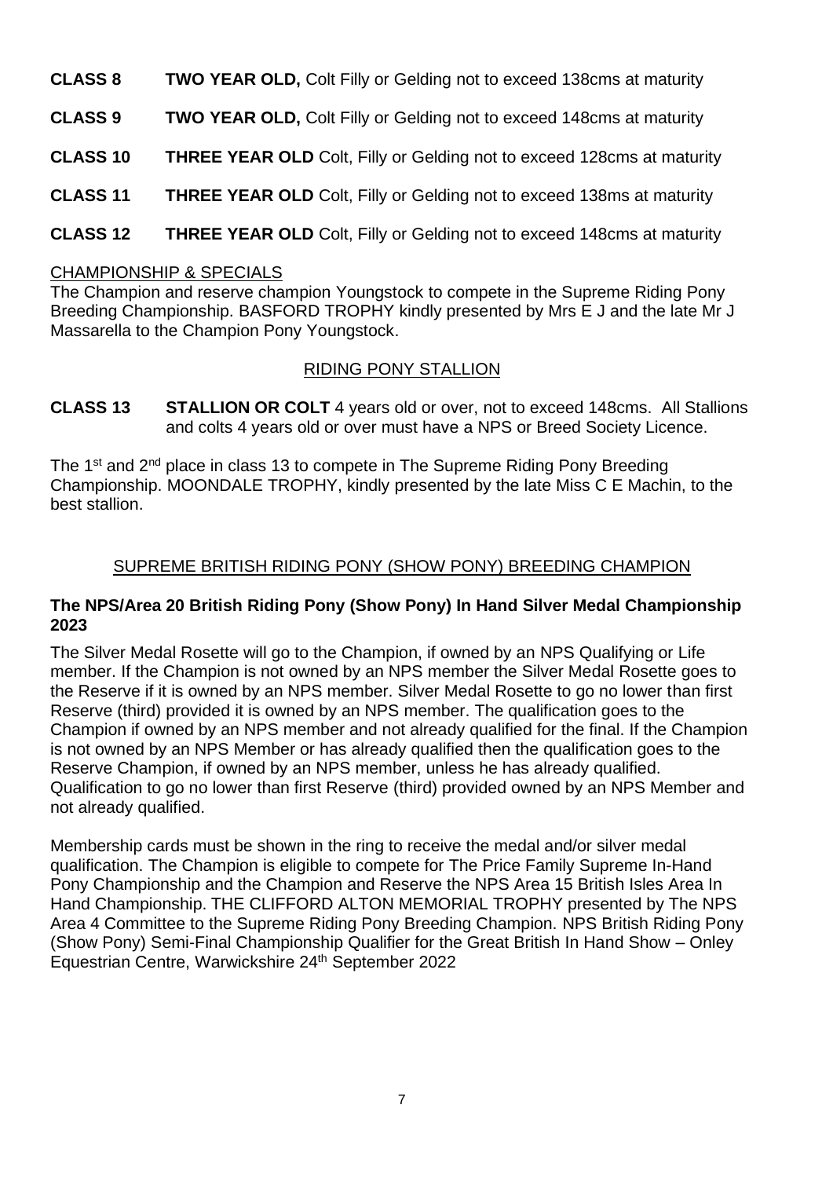**CLASS 8** **TWO YEAR OLD,** Colt Filly or Gelding not to exceed 138cms at maturity

**CLASS 9** **TWO YEAR OLD,** Colt Filly or Gelding not to exceed 148cms at maturity

**CLASS 10** **THREE YEAR OLD** Colt, Filly or Gelding not to exceed 128cms at maturity

**CLASS 11** **THREE YEAR OLD** Colt, Filly or Gelding not to exceed 138ms at maturity

**CLASS 12** **THREE YEAR OLD** Colt, Filly or Gelding not to exceed 148cms at maturity

CHAMPIONSHIP & SPECIALS

The Champion and reserve champion Youngstock to compete in the Supreme Riding Pony Breeding Championship. BASFORD TROPHY kindly presented by Mrs E J and the late Mr J Massarella to the Champion Pony Youngstock.

## RIDING PONY STALLION

**CLASS 13** **STALLION OR COLT** 4 years old or over, not to exceed 148cms. All Stallions and colts 4 years old or over must have a NPS or Breed Society Licence.

The 1st and 2nd place in class 13 to compete in The Supreme Riding Pony Breeding Championship. MOONDALE TROPHY, kindly presented by the late Miss C E Machin, to the best stallion.

## SUPREME BRITISH RIDING PONY (SHOW PONY) BREEDING CHAMPION

**The NPS/Area 20 British Riding Pony (Show Pony) In Hand Silver Medal Championship 2023**

The Silver Medal Rosette will go to the Champion, if owned by an NPS Qualifying or Life member. If the Champion is not owned by an NPS member the Silver Medal Rosette goes to the Reserve if it is owned by an NPS member. Silver Medal Rosette to go no lower than first Reserve (third) provided it is owned by an NPS member. The qualification goes to the Champion if owned by an NPS member and not already qualified for the final. If the Champion is not owned by an NPS Member or has already qualified then the qualification goes to the Reserve Champion, if owned by an NPS member, unless he has already qualified. Qualification to go no lower than first Reserve (third) provided owned by an NPS Member and not already qualified.

Membership cards must be shown in the ring to receive the medal and/or silver medal qualification. The Champion is eligible to compete for The Price Family Supreme In-Hand Pony Championship and the Champion and Reserve the NPS Area 15 British Isles Area In Hand Championship. THE CLIFFORD ALTON MEMORIAL TROPHY presented by The NPS Area 4 Committee to the Supreme Riding Pony Breeding Champion. NPS British Riding Pony (Show Pony) Semi-Final Championship Qualifier for the Great British In Hand Show – Onley Equestrian Centre, Warwickshire 24th September 2022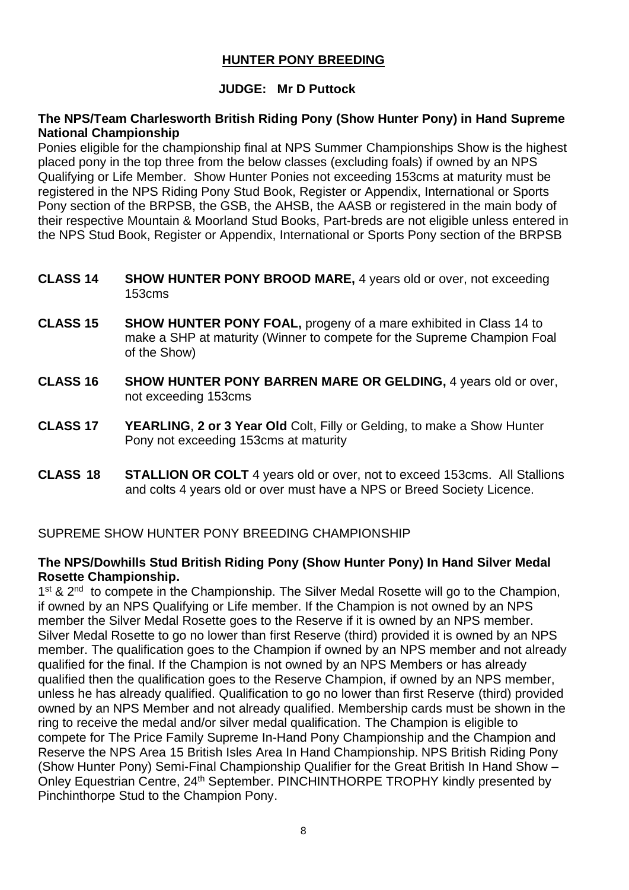## HUNTER PONY BREEDING

**JUDGE: Mr D Puttock**

**The NPS/Team Charlesworth British Riding Pony (Show Hunter Pony) in Hand Supreme National Championship**

Ponies eligible for the championship final at NPS Summer Championships Show is the highest placed pony in the top three from the below classes (excluding foals) if owned by an NPS Qualifying or Life Member. Show Hunter Ponies not exceeding 153cms at maturity must be registered in the NPS Riding Pony Stud Book, Register or Appendix, International or Sports Pony section of the BRPSB, the GSB, the AHSB, the AASB or registered in the main body of their respective Mountain & Moorland Stud Books, Part-breds are not eligible unless entered in the NPS Stud Book, Register or Appendix, International or Sports Pony section of the BRPSB

**CLASS 14** **SHOW HUNTER PONY BROOD MARE,** 4 years old or over, not exceeding 153cms

**CLASS 15** **SHOW HUNTER PONY FOAL,** progeny of a mare exhibited in Class 14 to make a SHP at maturity (Winner to compete for the Supreme Champion Foal of the Show)

**CLASS 16** **SHOW HUNTER PONY BARREN MARE OR GELDING,** 4 years old or over, not exceeding 153cms

**CLASS 17** **YEARLING**, **2 or 3 Year Old** Colt, Filly or Gelding, to make a Show Hunter Pony not exceeding 153cms at maturity

**CLASS 18** **STALLION OR COLT** 4 years old or over, not to exceed 153cms. All Stallions and colts 4 years old or over must have a NPS or Breed Society Licence.

SUPREME SHOW HUNTER PONY BREEDING CHAMPIONSHIP

**The NPS/Dowhills Stud British Riding Pony (Show Hunter Pony) In Hand Silver Medal Rosette Championship.**

1st & 2nd to compete in the Championship. The Silver Medal Rosette will go to the Champion, if owned by an NPS Qualifying or Life member. If the Champion is not owned by an NPS member the Silver Medal Rosette goes to the Reserve if it is owned by an NPS member. Silver Medal Rosette to go no lower than first Reserve (third) provided it is owned by an NPS member. The qualification goes to the Champion if owned by an NPS member and not already qualified for the final. If the Champion is not owned by an NPS Members or has already qualified then the qualification goes to the Reserve Champion, if owned by an NPS member, unless he has already qualified. Qualification to go no lower than first Reserve (third) provided owned by an NPS Member and not already qualified. Membership cards must be shown in the ring to receive the medal and/or silver medal qualification. The Champion is eligible to compete for The Price Family Supreme In-Hand Pony Championship and the Champion and Reserve the NPS Area 15 British Isles Area In Hand Championship. NPS British Riding Pony (Show Hunter Pony) Semi-Final Championship Qualifier for the Great British In Hand Show – Onley Equestrian Centre, 24th September. PINCHINTHORPE TROPHY kindly presented by Pinchinthorpe Stud to the Champion Pony.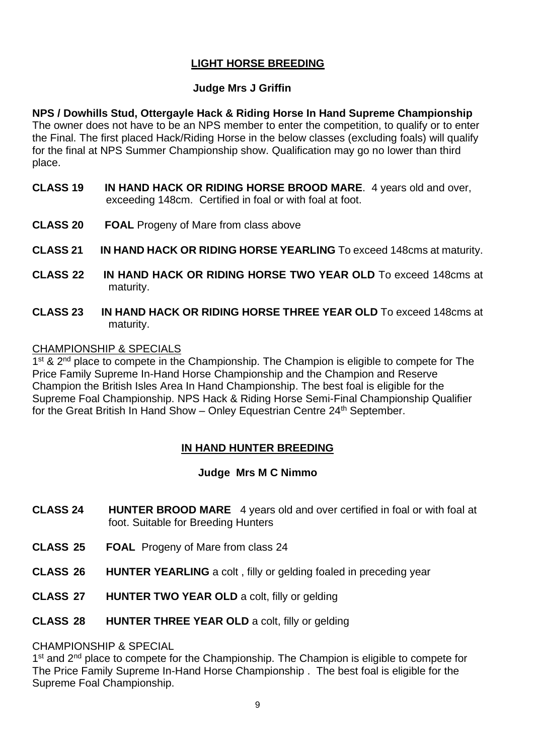## LIGHT HORSE BREEDING

**Judge Mrs J Griffin**

**NPS / Dowhills Stud, Ottergayle Hack & Riding Horse In Hand Supreme Championship**
The owner does not have to be an NPS member to enter the competition, to qualify or to enter the Final. The first placed Hack/Riding Horse in the below classes (excluding foals) will qualify for the final at NPS Summer Championship show. Qualification may go no lower than third place.

**CLASS 19** **IN HAND HACK OR RIDING HORSE BROOD MARE**. 4 years old and over, exceeding 148cm. Certified in foal or with foal at foot.

**CLASS 20** **FOAL** Progeny of Mare from class above

**CLASS 21** **IN HAND HACK OR RIDING HORSE YEARLING** To exceed 148cms at maturity.

**CLASS 22** **IN HAND HACK OR RIDING HORSE TWO YEAR OLD** To exceed 148cms at maturity.

**CLASS 23** **IN HAND HACK OR RIDING HORSE THREE YEAR OLD** To exceed 148cms at maturity.

CHAMPIONSHIP & SPECIALS
1st & 2nd place to compete in the Championship. The Champion is eligible to compete for The Price Family Supreme In-Hand Horse Championship and the Champion and Reserve Champion the British Isles Area In Hand Championship. The best foal is eligible for the Supreme Foal Championship. NPS Hack & Riding Horse Semi-Final Championship Qualifier for the Great British In Hand Show – Onley Equestrian Centre 24th September.

## IN HAND HUNTER BREEDING

**Judge Mrs M C Nimmo**

**CLASS 24** **HUNTER BROOD MARE** 4 years old and over certified in foal or with foal at foot. Suitable for Breeding Hunters

**CLASS 25** **FOAL** Progeny of Mare from class 24

**CLASS 26** **HUNTER YEARLING** a colt , filly or gelding foaled in preceding year

**CLASS 27** **HUNTER TWO YEAR OLD** a colt, filly or gelding

**CLASS 28** **HUNTER THREE YEAR OLD** a colt, filly or gelding

CHAMPIONSHIP & SPECIAL
1st and 2nd place to compete for the Championship. The Champion is eligible to compete for The Price Family Supreme In-Hand Horse Championship . The best foal is eligible for the Supreme Foal Championship.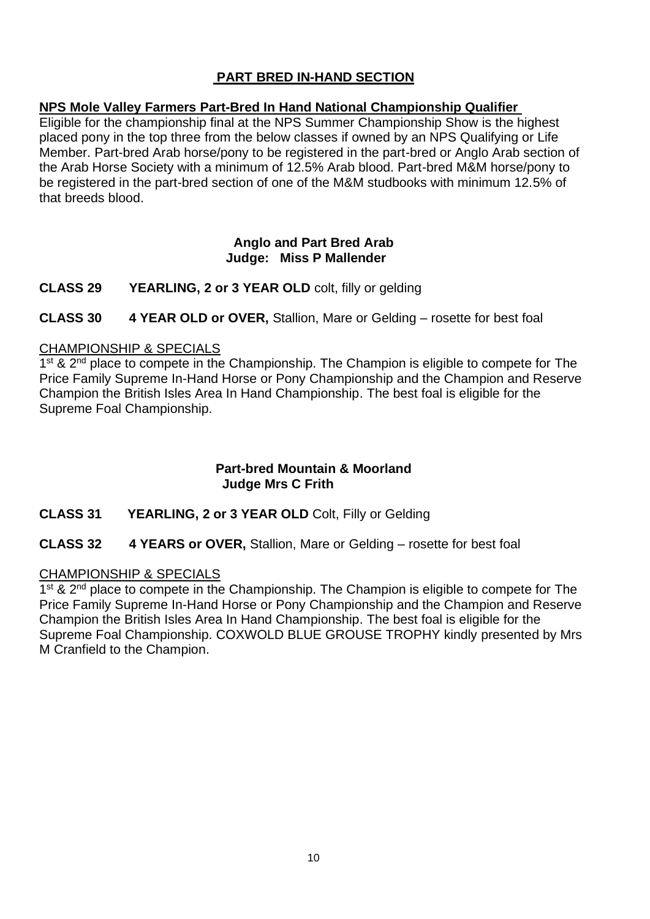## PART BRED IN-HAND SECTION

**NPS Mole Valley Farmers Part-Bred In Hand National Championship Qualifier**

Eligible for the championship final at the NPS Summer Championship Show is the highest placed pony in the top three from the below classes if owned by an NPS Qualifying or Life Member. Part-bred Arab horse/pony to be registered in the part-bred or Anglo Arab section of the Arab Horse Society with a minimum of 12.5% Arab blood. Part-bred M&M horse/pony to be registered in the part-bred section of one of the M&M studbooks with minimum 12.5% of that breeds blood.

### Anglo and Part Bred Arab
**Judge: Miss P Mallender**

**CLASS 29 YEARLING, 2 or 3 YEAR OLD** colt, filly or gelding

**CLASS 30 4 YEAR OLD or OVER,** Stallion, Mare or Gelding – rosette for best foal

CHAMPIONSHIP & SPECIALS

1st & 2nd place to compete in the Championship. The Champion is eligible to compete for The Price Family Supreme In-Hand Horse or Pony Championship and the Champion and Reserve Champion the British Isles Area In Hand Championship. The best foal is eligible for the Supreme Foal Championship.

### Part-bred Mountain & Moorland
**Judge Mrs C Frith**

**CLASS 31 YEARLING, 2 or 3 YEAR OLD** Colt, Filly or Gelding

**CLASS 32 4 YEARS or OVER,** Stallion, Mare or Gelding – rosette for best foal

CHAMPIONSHIP & SPECIALS

1st & 2nd place to compete in the Championship. The Champion is eligible to compete for The Price Family Supreme In-Hand Horse or Pony Championship and the Champion and Reserve Champion the British Isles Area In Hand Championship. The best foal is eligible for the Supreme Foal Championship. COXWOLD BLUE GROUSE TROPHY kindly presented by Mrs M Cranfield to the Champion.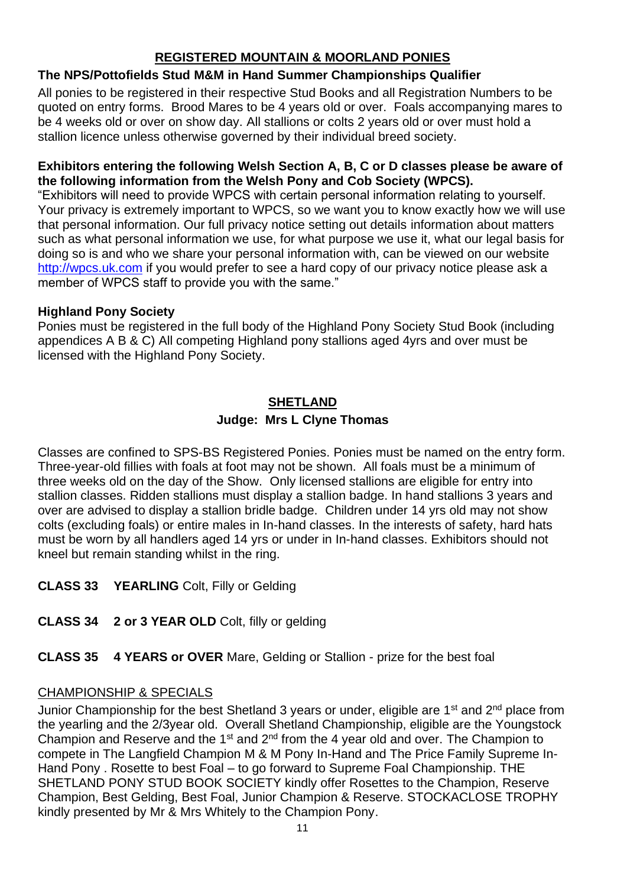## REGISTERED MOUNTAIN & MOORLAND PONIES

**The NPS/Pottofields Stud M&M in Hand Summer Championships Qualifier**

All ponies to be registered in their respective Stud Books and all Registration Numbers to be quoted on entry forms. Brood Mares to be 4 years old or over. Foals accompanying mares to be 4 weeks old or over on show day. All stallions or colts 2 years old or over must hold a stallion licence unless otherwise governed by their individual breed society.

**Exhibitors entering the following Welsh Section A, B, C or D classes please be aware of the following information from the Welsh Pony and Cob Society (WPCS).**

"Exhibitors will need to provide WPCS with certain personal information relating to yourself. Your privacy is extremely important to WPCS, so we want you to know exactly how we will use that personal information. Our full privacy notice setting out details information about matters such as what personal information we use, for what purpose we use it, what our legal basis for doing so is and who we share your personal information with, can be viewed on our website http://wpcs.uk.com if you would prefer to see a hard copy of our privacy notice please ask a member of WPCS staff to provide you with the same."

**Highland Pony Society**

Ponies must be registered in the full body of the Highland Pony Society Stud Book (including appendices A B & C) All competing Highland pony stallions aged 4yrs and over must be licensed with the Highland Pony Society.

## SHETLAND

**Judge: Mrs L Clyne Thomas**

Classes are confined to SPS-BS Registered Ponies. Ponies must be named on the entry form. Three-year-old fillies with foals at foot may not be shown. All foals must be a minimum of three weeks old on the day of the Show. Only licensed stallions are eligible for entry into stallion classes. Ridden stallions must display a stallion badge. In hand stallions 3 years and over are advised to display a stallion bridle badge. Children under 14 yrs old may not show colts (excluding foals) or entire males in In-hand classes. In the interests of safety, hard hats must be worn by all handlers aged 14 yrs or under in In-hand classes. Exhibitors should not kneel but remain standing whilst in the ring.

**CLASS 33 YEARLING** Colt, Filly or Gelding

**CLASS 34 2 or 3 YEAR OLD** Colt, filly or gelding

**CLASS 35 4 YEARS or OVER** Mare, Gelding or Stallion - prize for the best foal

CHAMPIONSHIP & SPECIALS

Junior Championship for the best Shetland 3 years or under, eligible are 1st and 2nd place from the yearling and the 2/3year old. Overall Shetland Championship, eligible are the Youngstock Champion and Reserve and the 1st and 2nd from the 4 year old and over. The Champion to compete in The Langfield Champion M & M Pony In-Hand and The Price Family Supreme In-Hand Pony . Rosette to best Foal – to go forward to Supreme Foal Championship. THE SHETLAND PONY STUD BOOK SOCIETY kindly offer Rosettes to the Champion, Reserve Champion, Best Gelding, Best Foal, Junior Champion & Reserve. STOCKACLOSE TROPHY kindly presented by Mr & Mrs Whitely to the Champion Pony.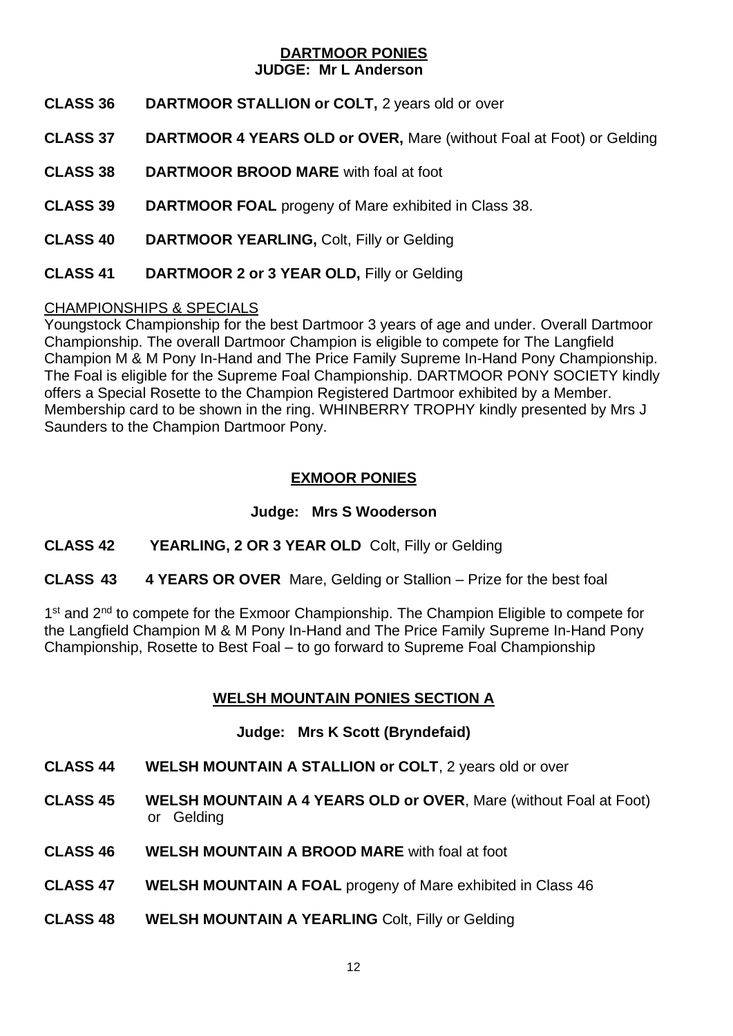## DARTMOOR PONIES

**JUDGE: Mr L Anderson**

**CLASS 36** **DARTMOOR STALLION or COLT,** 2 years old or over

**CLASS 37** **DARTMOOR 4 YEARS OLD or OVER,** Mare (without Foal at Foot) or Gelding

**CLASS 38** **DARTMOOR BROOD MARE** with foal at foot

**CLASS 39** **DARTMOOR FOAL** progeny of Mare exhibited in Class 38.

**CLASS 40** **DARTMOOR YEARLING,** Colt, Filly or Gelding

**CLASS 41** **DARTMOOR 2 or 3 YEAR OLD,** Filly or Gelding

CHAMPIONSHIPS & SPECIALS

Youngstock Championship for the best Dartmoor 3 years of age and under. Overall Dartmoor Championship. The overall Dartmoor Champion is eligible to compete for The Langfield Champion M & M Pony In-Hand and The Price Family Supreme In-Hand Pony Championship. The Foal is eligible for the Supreme Foal Championship. DARTMOOR PONY SOCIETY kindly offers a Special Rosette to the Champion Registered Dartmoor exhibited by a Member. Membership card to be shown in the ring. WHINBERRY TROPHY kindly presented by Mrs J Saunders to the Champion Dartmoor Pony.

## EXMOOR PONIES

**Judge: Mrs S Wooderson**

**CLASS 42** **YEARLING, 2 OR 3 YEAR OLD** Colt, Filly or Gelding

**CLASS 43** **4 YEARS OR OVER** Mare, Gelding or Stallion – Prize for the best foal

1st and 2nd to compete for the Exmoor Championship. The Champion Eligible to compete for the Langfield Champion M & M Pony In-Hand and The Price Family Supreme In-Hand Pony Championship, Rosette to Best Foal – to go forward to Supreme Foal Championship

## WELSH MOUNTAIN PONIES SECTION A

**Judge: Mrs K Scott (Bryndefaid)**

**CLASS 44** **WELSH MOUNTAIN A STALLION or COLT**, 2 years old or over

**CLASS 45** **WELSH MOUNTAIN A 4 YEARS OLD or OVER**, Mare (without Foal at Foot) or Gelding

**CLASS 46** **WELSH MOUNTAIN A BROOD MARE** with foal at foot

**CLASS 47** **WELSH MOUNTAIN A FOAL** progeny of Mare exhibited in Class 46

**CLASS 48** **WELSH MOUNTAIN A YEARLING** Colt, Filly or Gelding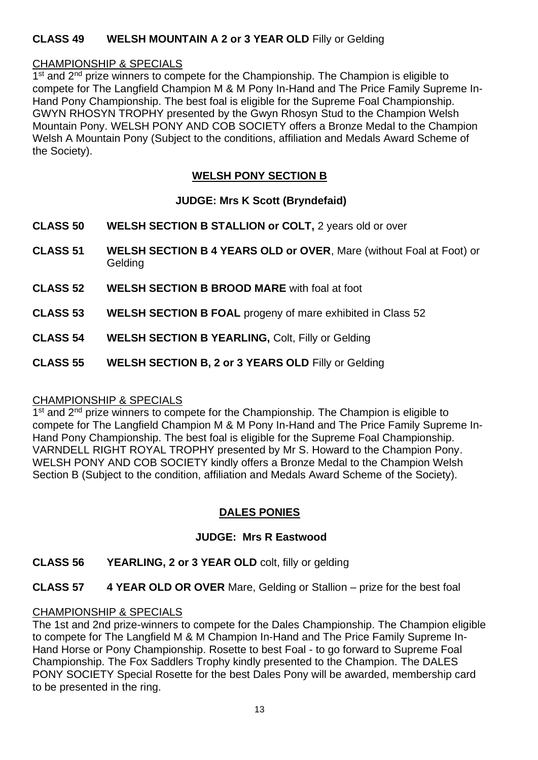**CLASS 49 WELSH MOUNTAIN A 2 or 3 YEAR OLD** Filly or Gelding

CHAMPIONSHIP & SPECIALS

1st and 2nd prize winners to compete for the Championship. The Champion is eligible to compete for The Langfield Champion M & M Pony In-Hand and The Price Family Supreme In-Hand Pony Championship. The best foal is eligible for the Supreme Foal Championship. GWYN RHOSYN TROPHY presented by the Gwyn Rhosyn Stud to the Champion Welsh Mountain Pony. WELSH PONY AND COB SOCIETY offers a Bronze Medal to the Champion Welsh A Mountain Pony (Subject to the conditions, affiliation and Medals Award Scheme of the Society).

## WELSH PONY SECTION B

**JUDGE: Mrs K Scott (Bryndefaid)**

**CLASS 50 WELSH SECTION B STALLION or COLT,** 2 years old or over

**CLASS 51 WELSH SECTION B 4 YEARS OLD or OVER**, Mare (without Foal at Foot) or Gelding

**CLASS 52 WELSH SECTION B BROOD MARE** with foal at foot

**CLASS 53 WELSH SECTION B FOAL** progeny of mare exhibited in Class 52

**CLASS 54 WELSH SECTION B YEARLING,** Colt, Filly or Gelding

**CLASS 55 WELSH SECTION B, 2 or 3 YEARS OLD** Filly or Gelding

CHAMPIONSHIP & SPECIALS

1st and 2nd prize winners to compete for the Championship. The Champion is eligible to compete for The Langfield Champion M & M Pony In-Hand and The Price Family Supreme In-Hand Pony Championship. The best foal is eligible for the Supreme Foal Championship. VARNDELL RIGHT ROYAL TROPHY presented by Mr S. Howard to the Champion Pony. WELSH PONY AND COB SOCIETY kindly offers a Bronze Medal to the Champion Welsh Section B (Subject to the condition, affiliation and Medals Award Scheme of the Society).

## DALES PONIES

**JUDGE: Mrs R Eastwood**

**CLASS 56 YEARLING, 2 or 3 YEAR OLD** colt, filly or gelding

**CLASS 57 4 YEAR OLD OR OVER** Mare, Gelding or Stallion – prize for the best foal

CHAMPIONSHIP & SPECIALS

The 1st and 2nd prize-winners to compete for the Dales Championship. The Champion eligible to compete for The Langfield M & M Champion In-Hand and The Price Family Supreme In-Hand Horse or Pony Championship. Rosette to best Foal - to go forward to Supreme Foal Championship. The Fox Saddlers Trophy kindly presented to the Champion. The DALES PONY SOCIETY Special Rosette for the best Dales Pony will be awarded, membership card to be presented in the ring.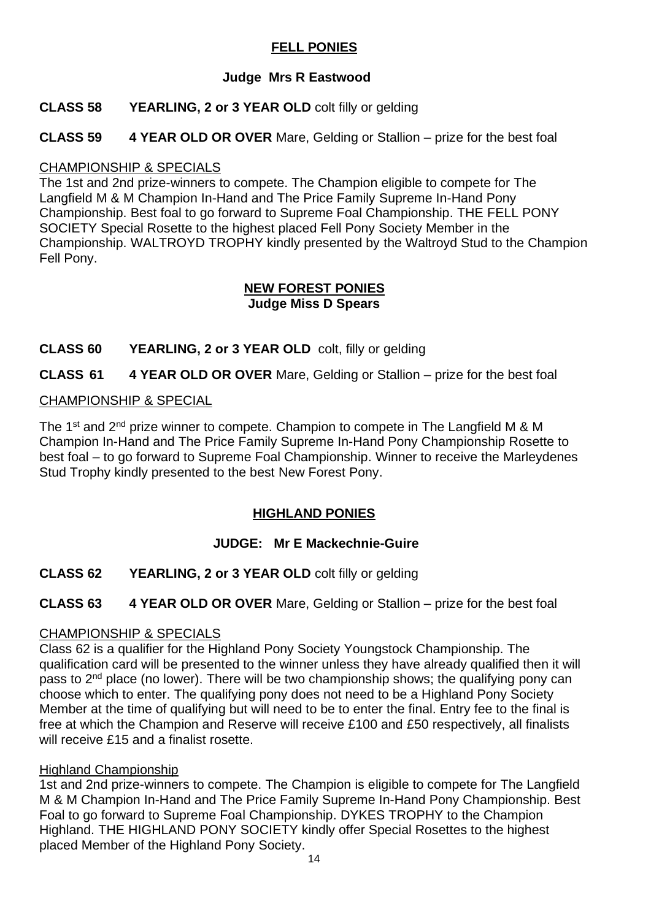## FELL PONIES

**Judge Mrs R Eastwood**

**CLASS 58 YEARLING, 2 or 3 YEAR OLD** colt filly or gelding

**CLASS 59 4 YEAR OLD OR OVER** Mare, Gelding or Stallion – prize for the best foal

CHAMPIONSHIP & SPECIALS

The 1st and 2nd prize-winners to compete. The Champion eligible to compete for The Langfield M & M Champion In-Hand and The Price Family Supreme In-Hand Pony Championship. Best foal to go forward to Supreme Foal Championship. THE FELL PONY SOCIETY Special Rosette to the highest placed Fell Pony Society Member in the Championship. WALTROYD TROPHY kindly presented by the Waltroyd Stud to the Champion Fell Pony.

## NEW FOREST PONIES

**Judge Miss D Spears**

**CLASS 60 YEARLING, 2 or 3 YEAR OLD** colt, filly or gelding

**CLASS 61 4 YEAR OLD OR OVER** Mare, Gelding or Stallion – prize for the best foal

CHAMPIONSHIP & SPECIAL

The 1st and 2nd prize winner to compete. Champion to compete in The Langfield M & M Champion In-Hand and The Price Family Supreme In-Hand Pony Championship Rosette to best foal – to go forward to Supreme Foal Championship. Winner to receive the Marleydenes Stud Trophy kindly presented to the best New Forest Pony.

## HIGHLAND PONIES

**JUDGE: Mr E Mackechnie-Guire**

**CLASS 62 YEARLING, 2 or 3 YEAR OLD** colt filly or gelding

**CLASS 63 4 YEAR OLD OR OVER** Mare, Gelding or Stallion – prize for the best foal

CHAMPIONSHIP & SPECIALS

Class 62 is a qualifier for the Highland Pony Society Youngstock Championship. The qualification card will be presented to the winner unless they have already qualified then it will pass to 2nd place (no lower). There will be two championship shows; the qualifying pony can choose which to enter. The qualifying pony does not need to be a Highland Pony Society Member at the time of qualifying but will need to be to enter the final. Entry fee to the final is free at which the Champion and Reserve will receive £100 and £50 respectively, all finalists will receive £15 and a finalist rosette.

Highland Championship

1st and 2nd prize-winners to compete. The Champion is eligible to compete for The Langfield M & M Champion In-Hand and The Price Family Supreme In-Hand Pony Championship. Best Foal to go forward to Supreme Foal Championship. DYKES TROPHY to the Champion Highland. THE HIGHLAND PONY SOCIETY kindly offer Special Rosettes to the highest placed Member of the Highland Pony Society.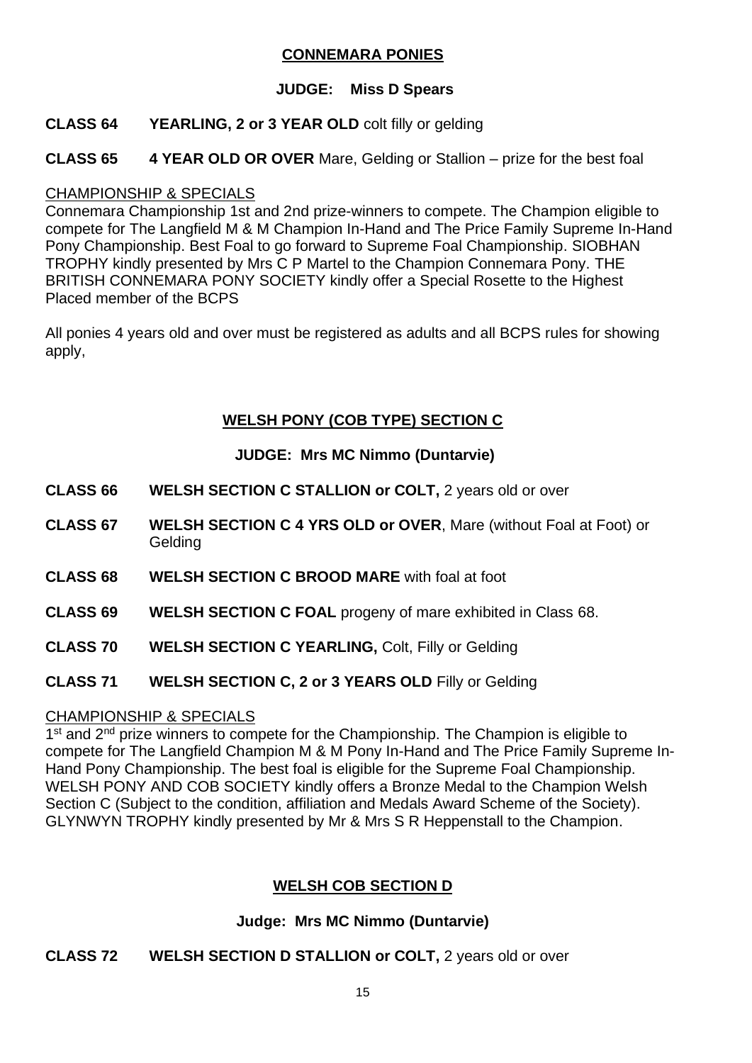## CONNEMARA PONIES

**JUDGE: Miss D Spears**

**CLASS 64 YEARLING, 2 or 3 YEAR OLD** colt filly or gelding

**CLASS 65 4 YEAR OLD OR OVER** Mare, Gelding or Stallion – prize for the best foal

CHAMPIONSHIP & SPECIALS

Connemara Championship 1st and 2nd prize-winners to compete. The Champion eligible to compete for The Langfield M & M Champion In-Hand and The Price Family Supreme In-Hand Pony Championship. Best Foal to go forward to Supreme Foal Championship. SIOBHAN TROPHY kindly presented by Mrs C P Martel to the Champion Connemara Pony. THE BRITISH CONNEMARA PONY SOCIETY kindly offer a Special Rosette to the Highest Placed member of the BCPS

All ponies 4 years old and over must be registered as adults and all BCPS rules for showing apply,

## WELSH PONY (COB TYPE) SECTION C

**JUDGE: Mrs MC Nimmo (Duntarvie)**

**CLASS 66 WELSH SECTION C STALLION or COLT,** 2 years old or over

**CLASS 67 WELSH SECTION C 4 YRS OLD or OVER**, Mare (without Foal at Foot) or Gelding

**CLASS 68 WELSH SECTION C BROOD MARE** with foal at foot

**CLASS 69 WELSH SECTION C FOAL** progeny of mare exhibited in Class 68.

**CLASS 70 WELSH SECTION C YEARLING,** Colt, Filly or Gelding

**CLASS 71 WELSH SECTION C, 2 or 3 YEARS OLD** Filly or Gelding

CHAMPIONSHIP & SPECIALS

1st and 2nd prize winners to compete for the Championship. The Champion is eligible to compete for The Langfield Champion M & M Pony In-Hand and The Price Family Supreme In-Hand Pony Championship. The best foal is eligible for the Supreme Foal Championship. WELSH PONY AND COB SOCIETY kindly offers a Bronze Medal to the Champion Welsh Section C (Subject to the condition, affiliation and Medals Award Scheme of the Society). GLYNWYN TROPHY kindly presented by Mr & Mrs S R Heppenstall to the Champion.

## WELSH COB SECTION D

**Judge: Mrs MC Nimmo (Duntarvie)**

**CLASS 72 WELSH SECTION D STALLION or COLT,** 2 years old or over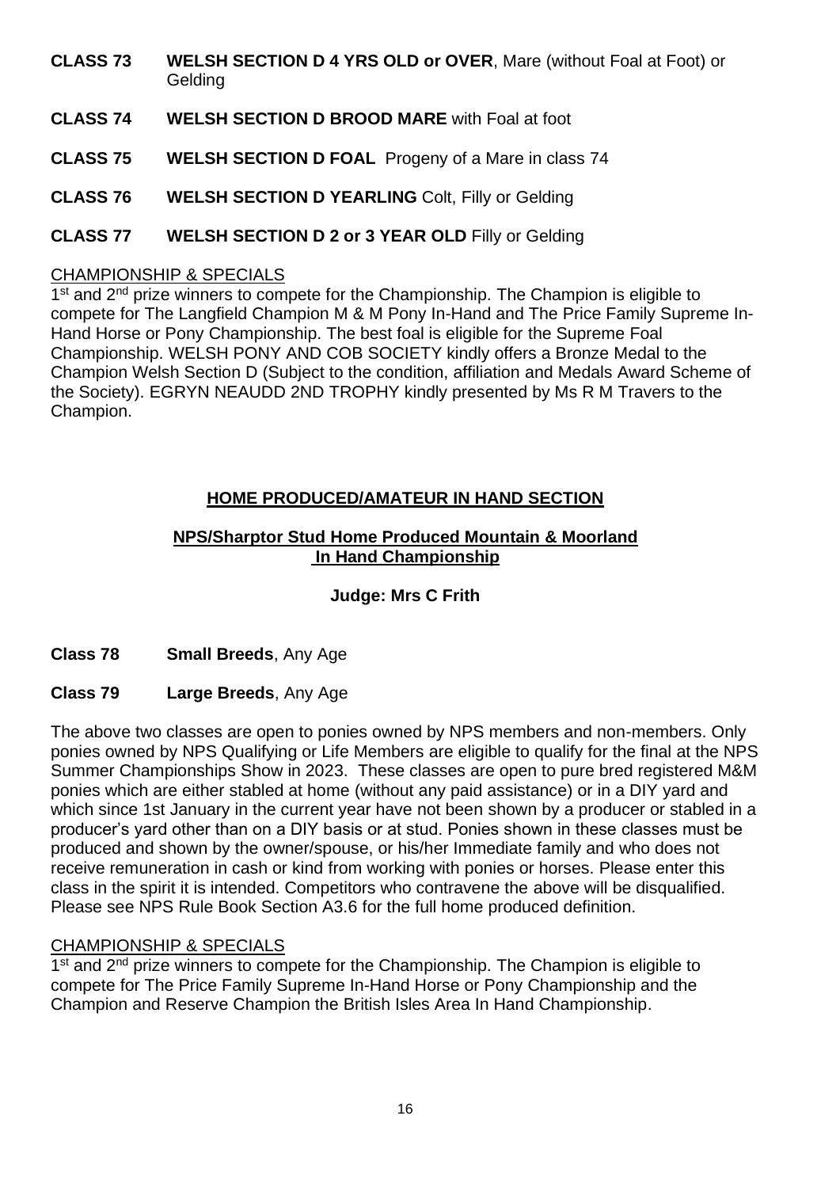**CLASS 73 WELSH SECTION D 4 YRS OLD or OVER**, Mare (without Foal at Foot) or Gelding

**CLASS 74 WELSH SECTION D BROOD MARE** with Foal at foot

**CLASS 75 WELSH SECTION D FOAL** Progeny of a Mare in class 74

**CLASS 76 WELSH SECTION D YEARLING** Colt, Filly or Gelding

**CLASS 77 WELSH SECTION D 2 or 3 YEAR OLD** Filly or Gelding

CHAMPIONSHIP & SPECIALS

1st and 2nd prize winners to compete for the Championship. The Champion is eligible to compete for The Langfield Champion M & M Pony In-Hand and The Price Family Supreme In-Hand Horse or Pony Championship. The best foal is eligible for the Supreme Foal Championship. WELSH PONY AND COB SOCIETY kindly offers a Bronze Medal to the Champion Welsh Section D (Subject to the condition, affiliation and Medals Award Scheme of the Society). EGRYN NEAUDD 2ND TROPHY kindly presented by Ms R M Travers to the Champion.

## HOME PRODUCED/AMATEUR IN HAND SECTION

### NPS/Sharptor Stud Home Produced Mountain & Moorland In Hand Championship

**Judge: Mrs C Frith**

**Class 78 Small Breeds**, Any Age

**Class 79 Large Breeds**, Any Age

The above two classes are open to ponies owned by NPS members and non-members. Only ponies owned by NPS Qualifying or Life Members are eligible to qualify for the final at the NPS Summer Championships Show in 2023. These classes are open to pure bred registered M&M ponies which are either stabled at home (without any paid assistance) or in a DIY yard and which since 1st January in the current year have not been shown by a producer or stabled in a producer's yard other than on a DIY basis or at stud. Ponies shown in these classes must be produced and shown by the owner/spouse, or his/her Immediate family and who does not receive remuneration in cash or kind from working with ponies or horses. Please enter this class in the spirit it is intended. Competitors who contravene the above will be disqualified. Please see NPS Rule Book Section A3.6 for the full home produced definition.

CHAMPIONSHIP & SPECIALS

1st and 2nd prize winners to compete for the Championship. The Champion is eligible to compete for The Price Family Supreme In-Hand Horse or Pony Championship and the Champion and Reserve Champion the British Isles Area In Hand Championship.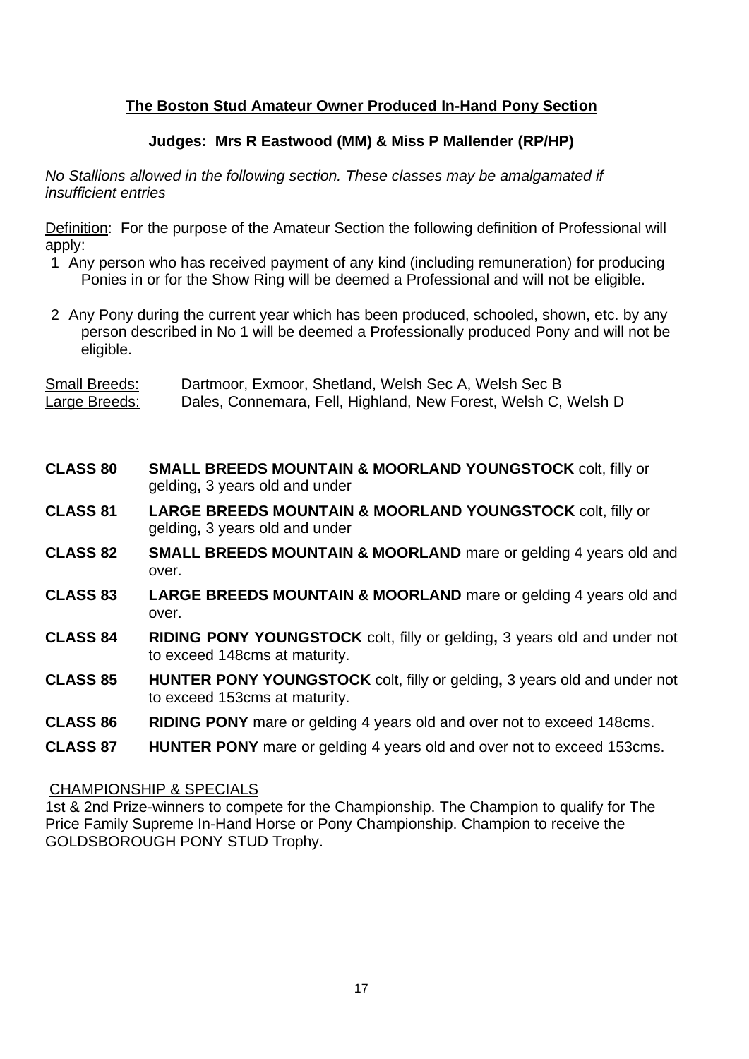## The Boston Stud Amateur Owner Produced In-Hand Pony Section

### Judges: Mrs R Eastwood (MM) & Miss P Mallender (RP/HP)

*No Stallions allowed in the following section. These classes may be amalgamated if insufficient entries*

Definition: For the purpose of the Amateur Section the following definition of Professional will apply:

1. Any person who has received payment of any kind (including remuneration) for producing Ponies in or for the Show Ring will be deemed a Professional and will not be eligible.
2. Any Pony during the current year which has been produced, schooled, shown, etc. by any person described in No 1 will be deemed a Professionally produced Pony and will not be eligible.

Small Breeds: Dartmoor, Exmoor, Shetland, Welsh Sec A, Welsh Sec B
Large Breeds: Dales, Connemara, Fell, Highland, New Forest, Welsh C, Welsh D

**CLASS 80** **SMALL BREEDS MOUNTAIN & MOORLAND YOUNGSTOCK** colt, filly or gelding**,** 3 years old and under

**CLASS 81** **LARGE BREEDS MOUNTAIN & MOORLAND YOUNGSTOCK** colt, filly or gelding**,** 3 years old and under

**CLASS 82** **SMALL BREEDS MOUNTAIN & MOORLAND** mare or gelding 4 years old and over.

**CLASS 83** **LARGE BREEDS MOUNTAIN & MOORLAND** mare or gelding 4 years old and over.

**CLASS 84** **RIDING PONY YOUNGSTOCK** colt, filly or gelding**,** 3 years old and under not to exceed 148cms at maturity.

**CLASS 85** **HUNTER PONY YOUNGSTOCK** colt, filly or gelding**,** 3 years old and under not to exceed 153cms at maturity.

**CLASS 86** **RIDING PONY** mare or gelding 4 years old and over not to exceed 148cms.

**CLASS 87** **HUNTER PONY** mare or gelding 4 years old and over not to exceed 153cms.

CHAMPIONSHIP & SPECIALS

1st & 2nd Prize-winners to compete for the Championship. The Champion to qualify for The Price Family Supreme In-Hand Horse or Pony Championship. Champion to receive the GOLDSBOROUGH PONY STUD Trophy.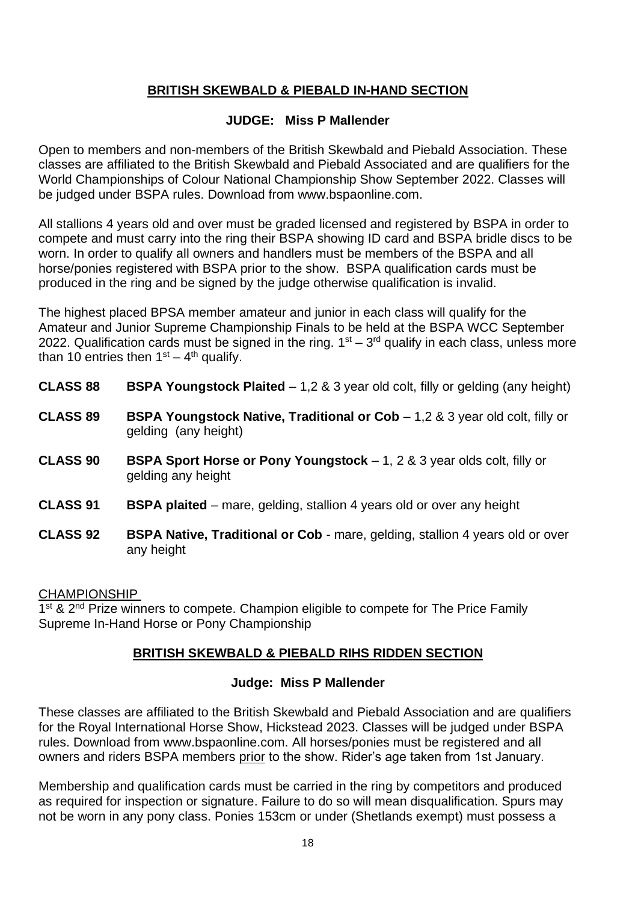## BRITISH SKEWBALD & PIEBALD IN-HAND SECTION

**JUDGE: Miss P Mallender**

Open to members and non-members of the British Skewbald and Piebald Association. These classes are affiliated to the British Skewbald and Piebald Associated and are qualifiers for the World Championships of Colour National Championship Show September 2022. Classes will be judged under BSPA rules. Download from www.bspaonline.com.

All stallions 4 years old and over must be graded licensed and registered by BSPA in order to compete and must carry into the ring their BSPA showing ID card and BSPA bridle discs to be worn. In order to qualify all owners and handlers must be members of the BSPA and all horse/ponies registered with BSPA prior to the show. BSPA qualification cards must be produced in the ring and be signed by the judge otherwise qualification is invalid.

The highest placed BPSA member amateur and junior in each class will qualify for the Amateur and Junior Supreme Championship Finals to be held at the BSPA WCC September 2022. Qualification cards must be signed in the ring. 1st – 3rd qualify in each class, unless more than 10 entries then 1st – 4th qualify.

**CLASS 88** **BSPA Youngstock Plaited** – 1,2 & 3 year old colt, filly or gelding (any height)

**CLASS 89** **BSPA Youngstock Native, Traditional or Cob** – 1,2 & 3 year old colt, filly or gelding (any height)

**CLASS 90** **BSPA Sport Horse or Pony Youngstock** – 1, 2 & 3 year olds colt, filly or gelding any height

**CLASS 91** **BSPA plaited** – mare, gelding, stallion 4 years old or over any height

**CLASS 92** **BSPA Native, Traditional or Cob** - mare, gelding, stallion 4 years old or over any height

CHAMPIONSHIP

1st & 2nd Prize winners to compete. Champion eligible to compete for The Price Family Supreme In-Hand Horse or Pony Championship

## BRITISH SKEWBALD & PIEBALD RIHS RIDDEN SECTION

**Judge: Miss P Mallender**

These classes are affiliated to the British Skewbald and Piebald Association and are qualifiers for the Royal International Horse Show, Hickstead 2023. Classes will be judged under BSPA rules. Download from www.bspaonline.com. All horses/ponies must be registered and all owners and riders BSPA members prior to the show. Rider's age taken from 1st January.

Membership and qualification cards must be carried in the ring by competitors and produced as required for inspection or signature. Failure to do so will mean disqualification. Spurs may not be worn in any pony class. Ponies 153cm or under (Shetlands exempt) must possess a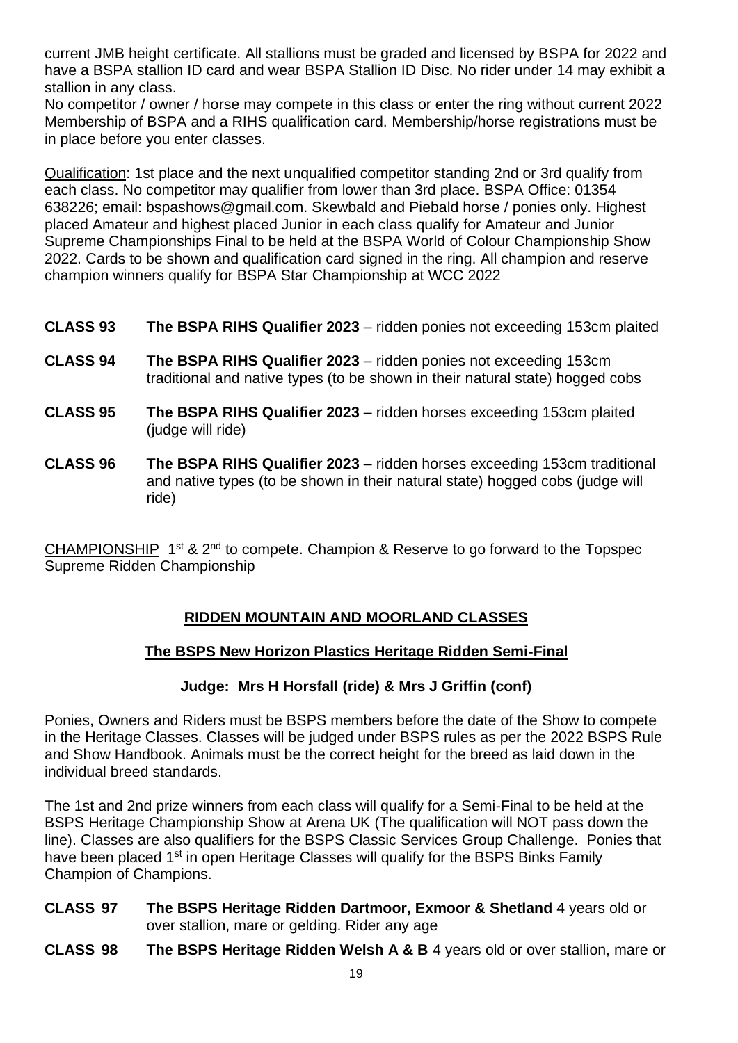current JMB height certificate. All stallions must be graded and licensed by BSPA for 2022 and have a BSPA stallion ID card and wear BSPA Stallion ID Disc. No rider under 14 may exhibit a stallion in any class.

No competitor / owner / horse may compete in this class or enter the ring without current 2022 Membership of BSPA and a RIHS qualification card. Membership/horse registrations must be in place before you enter classes.

Qualification: 1st place and the next unqualified competitor standing 2nd or 3rd qualify from each class. No competitor may qualifier from lower than 3rd place. BSPA Office: 01354 638226; email: bspashows@gmail.com. Skewbald and Piebald horse / ponies only. Highest placed Amateur and highest placed Junior in each class qualify for Amateur and Junior Supreme Championships Final to be held at the BSPA World of Colour Championship Show 2022. Cards to be shown and qualification card signed in the ring. All champion and reserve champion winners qualify for BSPA Star Championship at WCC 2022

**CLASS 93** **The BSPA RIHS Qualifier 2023** – ridden ponies not exceeding 153cm plaited

**CLASS 94** **The BSPA RIHS Qualifier 2023** – ridden ponies not exceeding 153cm traditional and native types (to be shown in their natural state) hogged cobs

**CLASS 95** **The BSPA RIHS Qualifier 2023** – ridden horses exceeding 153cm plaited (judge will ride)

**CLASS 96** **The BSPA RIHS Qualifier 2023** – ridden horses exceeding 153cm traditional and native types (to be shown in their natural state) hogged cobs (judge will ride)

CHAMPIONSHIP 1st & 2nd to compete. Champion & Reserve to go forward to the Topspec Supreme Ridden Championship

## RIDDEN MOUNTAIN AND MOORLAND CLASSES

### The BSPS New Horizon Plastics Heritage Ridden Semi-Final

**Judge: Mrs H Horsfall (ride) & Mrs J Griffin (conf)**

Ponies, Owners and Riders must be BSPS members before the date of the Show to compete in the Heritage Classes. Classes will be judged under BSPS rules as per the 2022 BSPS Rule and Show Handbook. Animals must be the correct height for the breed as laid down in the individual breed standards.

The 1st and 2nd prize winners from each class will qualify for a Semi-Final to be held at the BSPS Heritage Championship Show at Arena UK (The qualification will NOT pass down the line). Classes are also qualifiers for the BSPS Classic Services Group Challenge. Ponies that have been placed 1st in open Heritage Classes will qualify for the BSPS Binks Family Champion of Champions.

**CLASS 97** **The BSPS Heritage Ridden Dartmoor, Exmoor & Shetland** 4 years old or over stallion, mare or gelding. Rider any age

**CLASS 98** **The BSPS Heritage Ridden Welsh A & B** 4 years old or over stallion, mare or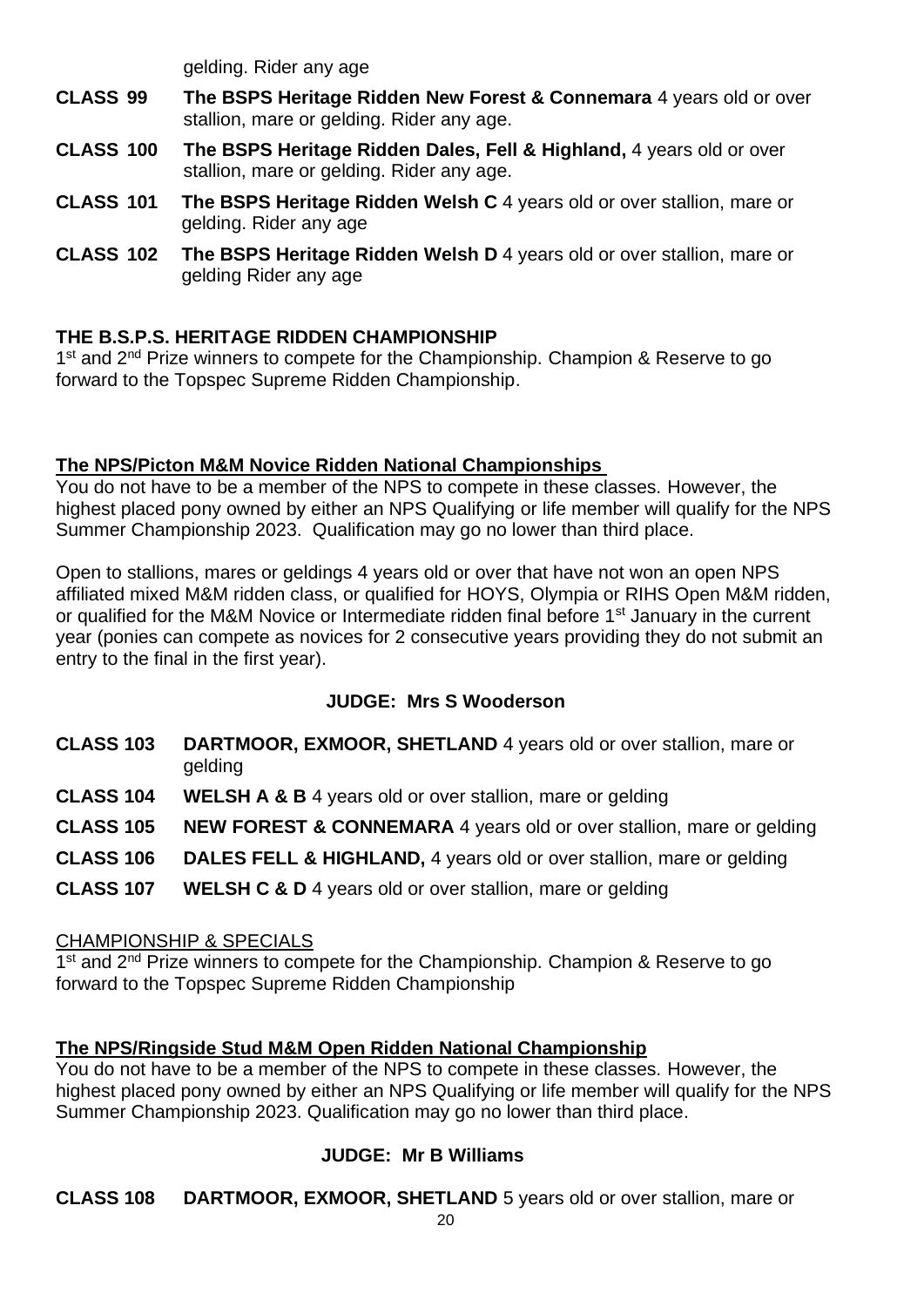gelding. Rider any age

**CLASS 99** **The BSPS Heritage Ridden New Forest & Connemara** 4 years old or over stallion, mare or gelding. Rider any age.

**CLASS 100** **The BSPS Heritage Ridden Dales, Fell & Highland,** 4 years old or over stallion, mare or gelding. Rider any age.

**CLASS 101** **The BSPS Heritage Ridden Welsh C** 4 years old or over stallion, mare or gelding. Rider any age

**CLASS 102** **The BSPS Heritage Ridden Welsh D** 4 years old or over stallion, mare or gelding Rider any age

**THE B.S.P.S. HERITAGE RIDDEN CHAMPIONSHIP**
1st and 2nd Prize winners to compete for the Championship. Champion & Reserve to go forward to the Topspec Supreme Ridden Championship.

**The NPS/Picton M&M Novice Ridden National Championships**
You do not have to be a member of the NPS to compete in these classes. However, the highest placed pony owned by either an NPS Qualifying or life member will qualify for the NPS Summer Championship 2023. Qualification may go no lower than third place.

Open to stallions, mares or geldings 4 years old or over that have not won an open NPS affiliated mixed M&M ridden class, or qualified for HOYS, Olympia or RIHS Open M&M ridden, or qualified for the M&M Novice or Intermediate ridden final before 1st January in the current year (ponies can compete as novices for 2 consecutive years providing they do not submit an entry to the final in the first year).

**JUDGE: Mrs S Wooderson**

**CLASS 103** **DARTMOOR, EXMOOR, SHETLAND** 4 years old or over stallion, mare or gelding

**CLASS 104** **WELSH A & B** 4 years old or over stallion, mare or gelding

**CLASS 105** **NEW FOREST & CONNEMARA** 4 years old or over stallion, mare or gelding

**CLASS 106** **DALES FELL & HIGHLAND,** 4 years old or over stallion, mare or gelding

**CLASS 107** **WELSH C & D** 4 years old or over stallion, mare or gelding

CHAMPIONSHIP & SPECIALS
1st and 2nd Prize winners to compete for the Championship. Champion & Reserve to go forward to the Topspec Supreme Ridden Championship

**The NPS/Ringside Stud M&M Open Ridden National Championship**
You do not have to be a member of the NPS to compete in these classes. However, the highest placed pony owned by either an NPS Qualifying or life member will qualify for the NPS Summer Championship 2023. Qualification may go no lower than third place.

**JUDGE: Mr B Williams**

**CLASS 108** **DARTMOOR, EXMOOR, SHETLAND** 5 years old or over stallion, mare or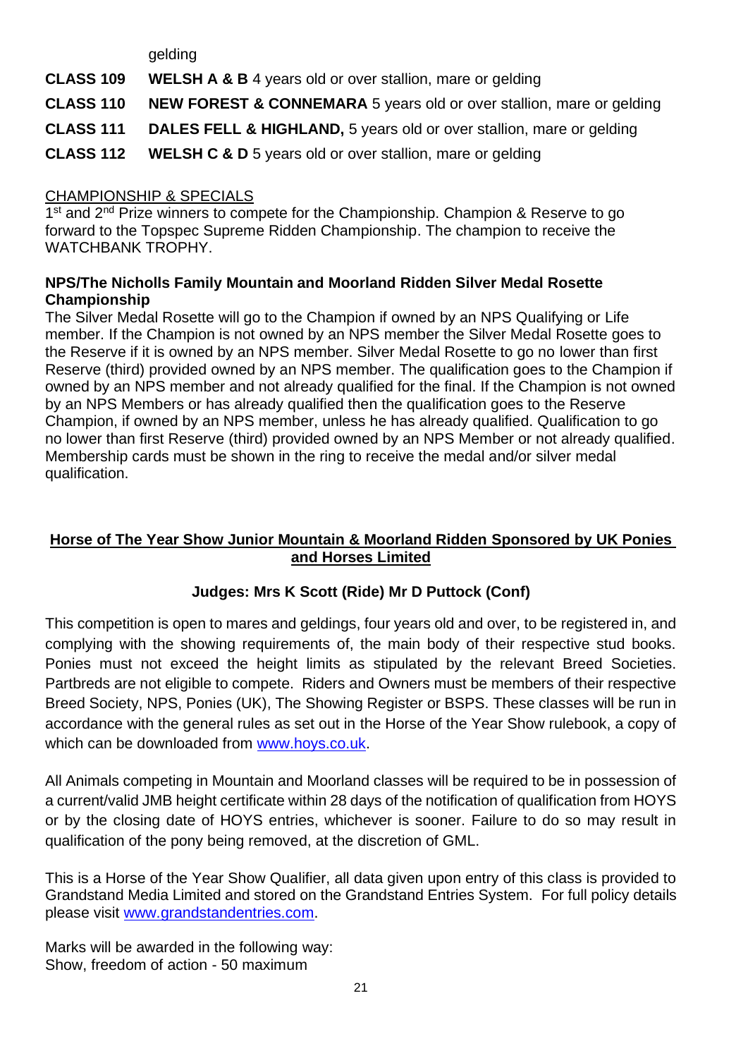gelding

**CLASS 109** **WELSH A & B** 4 years old or over stallion, mare or gelding

**CLASS 110** **NEW FOREST & CONNEMARA** 5 years old or over stallion, mare or gelding

**CLASS 111** **DALES FELL & HIGHLAND,** 5 years old or over stallion, mare or gelding

**CLASS 112** **WELSH C & D** 5 years old or over stallion, mare or gelding

CHAMPIONSHIP & SPECIALS

1st and 2nd Prize winners to compete for the Championship. Champion & Reserve to go forward to the Topspec Supreme Ridden Championship. The champion to receive the WATCHBANK TROPHY.

**NPS/The Nicholls Family Mountain and Moorland Ridden Silver Medal Rosette Championship**

The Silver Medal Rosette will go to the Champion if owned by an NPS Qualifying or Life member. If the Champion is not owned by an NPS member the Silver Medal Rosette goes to the Reserve if it is owned by an NPS member. Silver Medal Rosette to go no lower than first Reserve (third) provided owned by an NPS member. The qualification goes to the Champion if owned by an NPS member and not already qualified for the final. If the Champion is not owned by an NPS Members or has already qualified then the qualification goes to the Reserve Champion, if owned by an NPS member, unless he has already qualified. Qualification to go no lower than first Reserve (third) provided owned by an NPS Member or not already qualified. Membership cards must be shown in the ring to receive the medal and/or silver medal qualification.

## Horse of The Year Show Junior Mountain & Moorland Ridden Sponsored by UK Ponies and Horses Limited

**Judges: Mrs K Scott (Ride) Mr D Puttock (Conf)**

This competition is open to mares and geldings, four years old and over, to be registered in, and complying with the showing requirements of, the main body of their respective stud books. Ponies must not exceed the height limits as stipulated by the relevant Breed Societies. Partbreds are not eligible to compete. Riders and Owners must be members of their respective Breed Society, NPS, Ponies (UK), The Showing Register or BSPS. These classes will be run in accordance with the general rules as set out in the Horse of the Year Show rulebook, a copy of which can be downloaded from www.hoys.co.uk.

All Animals competing in Mountain and Moorland classes will be required to be in possession of a current/valid JMB height certificate within 28 days of the notification of qualification from HOYS or by the closing date of HOYS entries, whichever is sooner. Failure to do so may result in qualification of the pony being removed, at the discretion of GML.

This is a Horse of the Year Show Qualifier, all data given upon entry of this class is provided to Grandstand Media Limited and stored on the Grandstand Entries System. For full policy details please visit www.grandstandentries.com.

Marks will be awarded in the following way:
Show, freedom of action - 50 maximum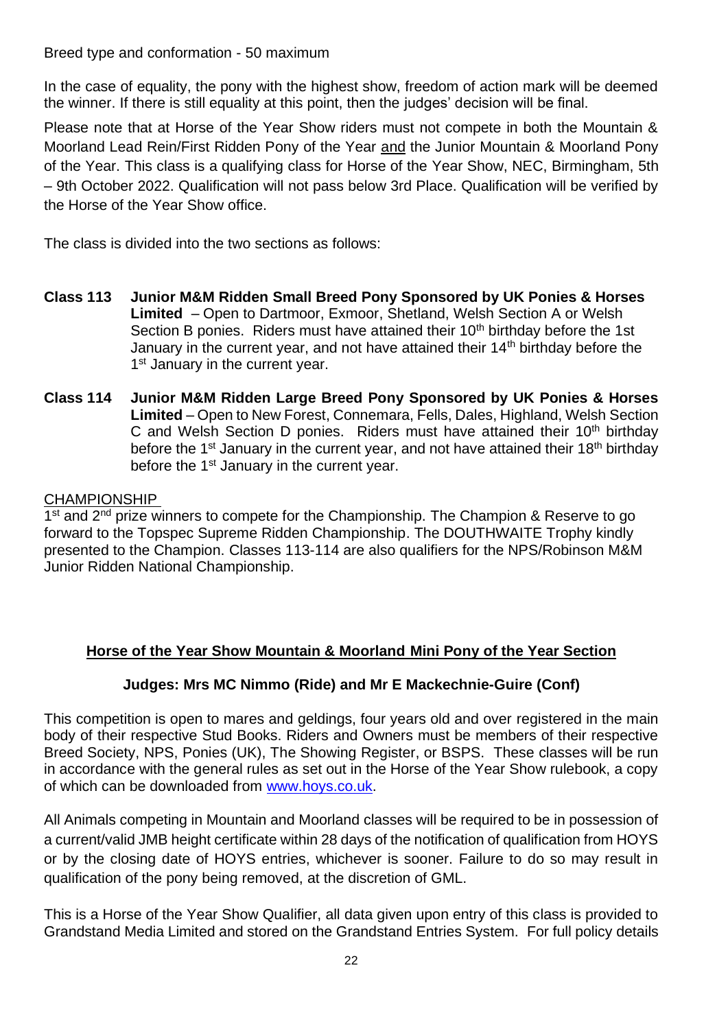Breed type and conformation - 50 maximum

In the case of equality, the pony with the highest show, freedom of action mark will be deemed the winner. If there is still equality at this point, then the judges' decision will be final.

Please note that at Horse of the Year Show riders must not compete in both the Mountain & Moorland Lead Rein/First Ridden Pony of the Year and the Junior Mountain & Moorland Pony of the Year. This class is a qualifying class for Horse of the Year Show, NEC, Birmingham, 5th – 9th October 2022. Qualification will not pass below 3rd Place. Qualification will be verified by the Horse of the Year Show office.

The class is divided into the two sections as follows:

**Class 113 Junior M&M Ridden Small Breed Pony Sponsored by UK Ponies & Horses Limited** – Open to Dartmoor, Exmoor, Shetland, Welsh Section A or Welsh Section B ponies. Riders must have attained their 10th birthday before the 1st January in the current year, and not have attained their 14th birthday before the 1st January in the current year.

**Class 114 Junior M&M Ridden Large Breed Pony Sponsored by UK Ponies & Horses Limited** – Open to New Forest, Connemara, Fells, Dales, Highland, Welsh Section C and Welsh Section D ponies. Riders must have attained their 10th birthday before the 1st January in the current year, and not have attained their 18th birthday before the 1st January in the current year.

CHAMPIONSHIP

1st and 2nd prize winners to compete for the Championship. The Champion & Reserve to go forward to the Topspec Supreme Ridden Championship. The DOUTHWAITE Trophy kindly presented to the Champion. Classes 113-114 are also qualifiers for the NPS/Robinson M&M Junior Ridden National Championship.

## Horse of the Year Show Mountain & Moorland Mini Pony of the Year Section

### Judges: Mrs MC Nimmo (Ride) and Mr E Mackechnie-Guire (Conf)

This competition is open to mares and geldings, four years old and over registered in the main body of their respective Stud Books. Riders and Owners must be members of their respective Breed Society, NPS, Ponies (UK), The Showing Register, or BSPS. These classes will be run in accordance with the general rules as set out in the Horse of the Year Show rulebook, a copy of which can be downloaded from www.hoys.co.uk.

All Animals competing in Mountain and Moorland classes will be required to be in possession of a current/valid JMB height certificate within 28 days of the notification of qualification from HOYS or by the closing date of HOYS entries, whichever is sooner. Failure to do so may result in qualification of the pony being removed, at the discretion of GML.

This is a Horse of the Year Show Qualifier, all data given upon entry of this class is provided to Grandstand Media Limited and stored on the Grandstand Entries System. For full policy details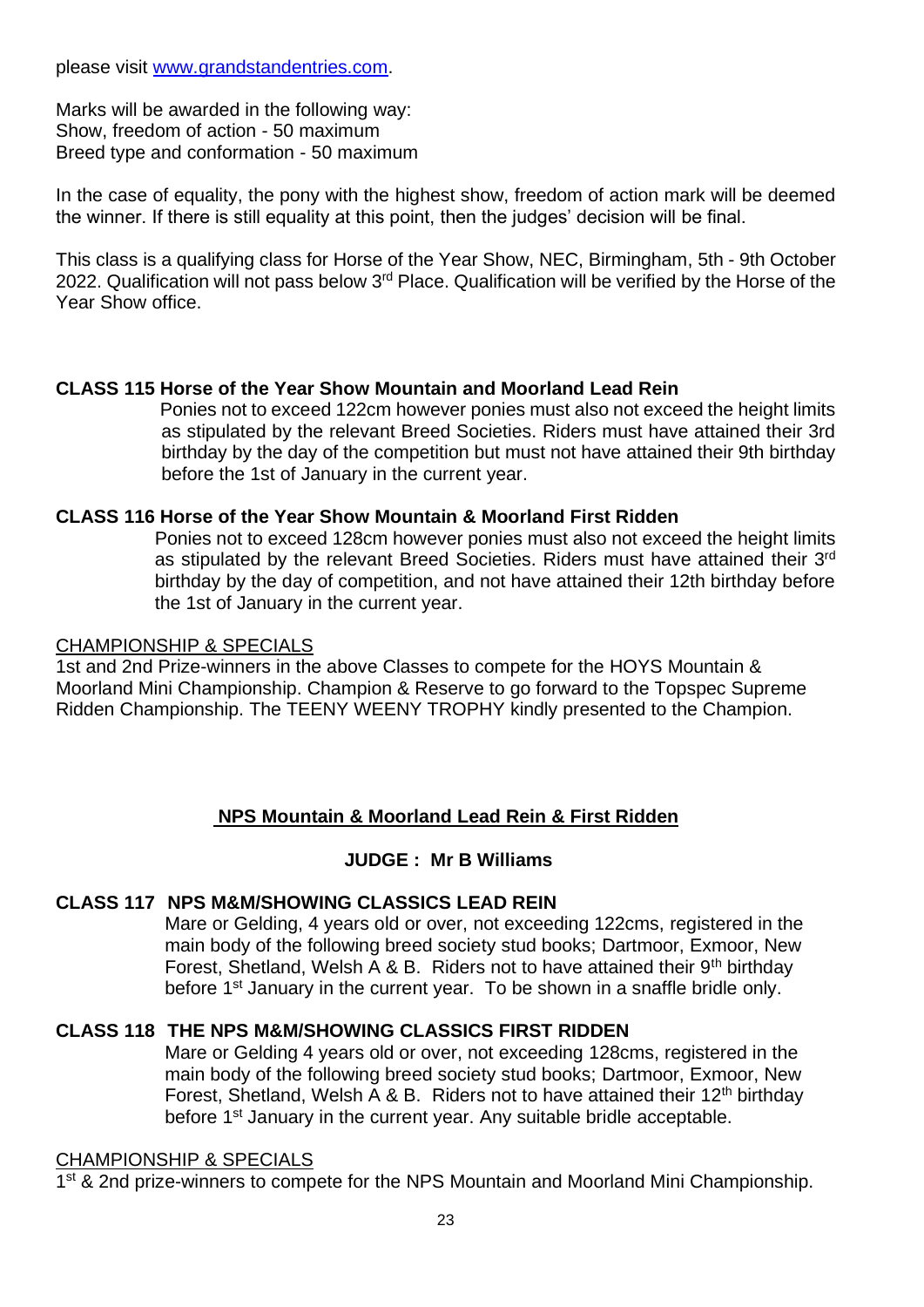please visit [www.grandstandentries.com](www.grandstandentries.com).

Marks will be awarded in the following way:
Show, freedom of action - 50 maximum
Breed type and conformation - 50 maximum

In the case of equality, the pony with the highest show, freedom of action mark will be deemed the winner. If there is still equality at this point, then the judges' decision will be final.

This class is a qualifying class for Horse of the Year Show, NEC, Birmingham, 5th - 9th October 2022. Qualification will not pass below 3rd Place. Qualification will be verified by the Horse of the Year Show office.

**CLASS 115 Horse of the Year Show Mountain and Moorland Lead Rein**

Ponies not to exceed 122cm however ponies must also not exceed the height limits as stipulated by the relevant Breed Societies. Riders must have attained their 3rd birthday by the day of the competition but must not have attained their 9th birthday before the 1st of January in the current year.

**CLASS 116 Horse of the Year Show Mountain & Moorland First Ridden**

Ponies not to exceed 128cm however ponies must also not exceed the height limits as stipulated by the relevant Breed Societies. Riders must have attained their 3rd birthday by the day of competition, and not have attained their 12th birthday before the 1st of January in the current year.

CHAMPIONSHIP & SPECIALS

1st and 2nd Prize-winners in the above Classes to compete for the HOYS Mountain & Moorland Mini Championship. Champion & Reserve to go forward to the Topspec Supreme Ridden Championship. The TEENY WEENY TROPHY kindly presented to the Champion.

## NPS Mountain & Moorland Lead Rein & First Ridden

**JUDGE : Mr B Williams**

**CLASS 117 NPS M&M/SHOWING CLASSICS LEAD REIN**

Mare or Gelding, 4 years old or over, not exceeding 122cms, registered in the main body of the following breed society stud books; Dartmoor, Exmoor, New Forest, Shetland, Welsh A & B. Riders not to have attained their 9th birthday before 1st January in the current year. To be shown in a snaffle bridle only.

**CLASS 118 THE NPS M&M/SHOWING CLASSICS FIRST RIDDEN**

Mare or Gelding 4 years old or over, not exceeding 128cms, registered in the main body of the following breed society stud books; Dartmoor, Exmoor, New Forest, Shetland, Welsh A & B. Riders not to have attained their 12th birthday before 1st January in the current year. Any suitable bridle acceptable.

CHAMPIONSHIP & SPECIALS

1st & 2nd prize-winners to compete for the NPS Mountain and Moorland Mini Championship.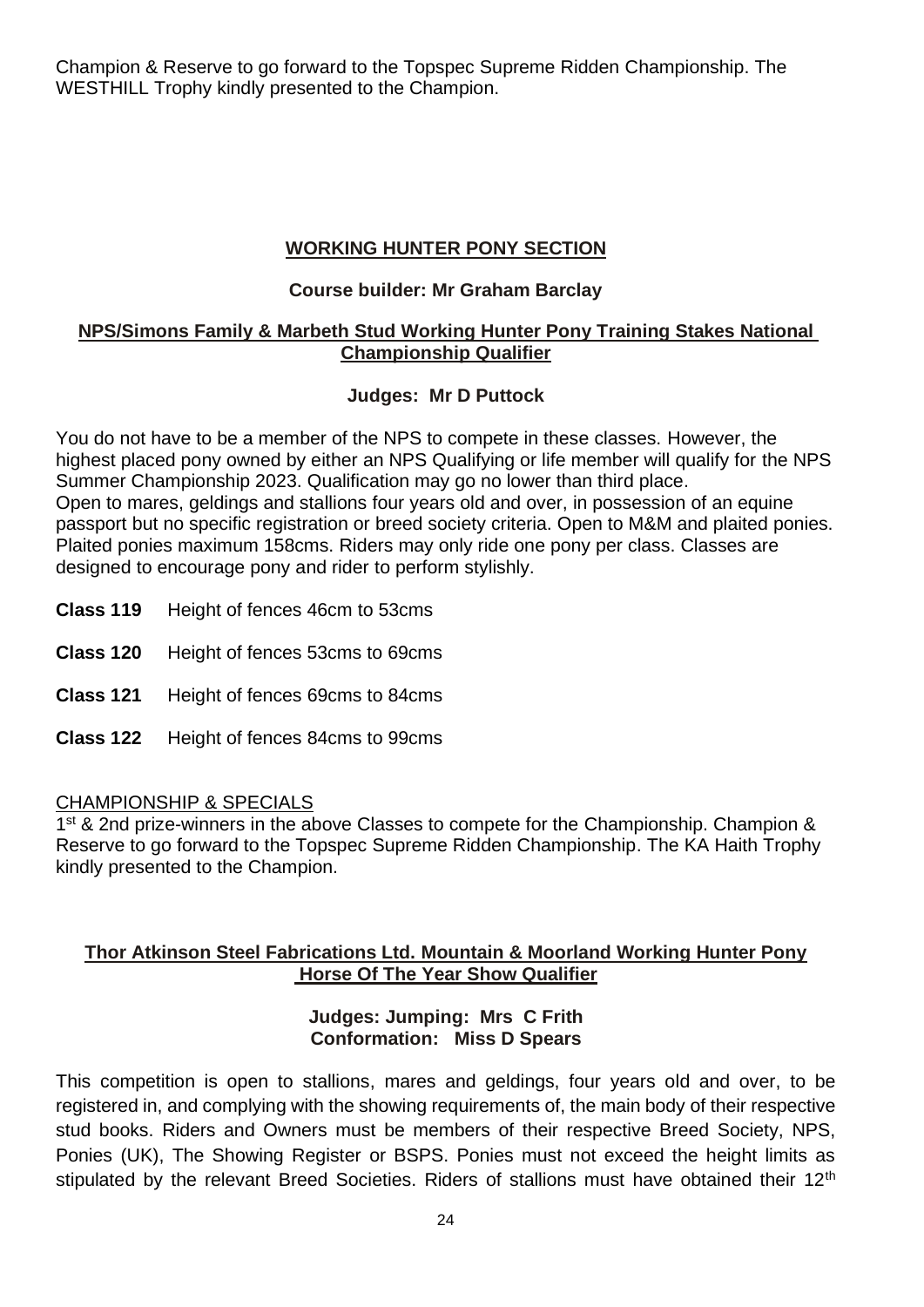Champion & Reserve to go forward to the Topspec Supreme Ridden Championship. The WESTHILL Trophy kindly presented to the Champion.

## WORKING HUNTER PONY SECTION

**Course builder: Mr Graham Barclay**

### NPS/Simons Family & Marbeth Stud Working Hunter Pony Training Stakes National Championship Qualifier

**Judges: Mr D Puttock**

You do not have to be a member of the NPS to compete in these classes. However, the highest placed pony owned by either an NPS Qualifying or life member will qualify for the NPS Summer Championship 2023. Qualification may go no lower than third place.
Open to mares, geldings and stallions four years old and over, in possession of an equine passport but no specific registration or breed society criteria. Open to M&M and plaited ponies. Plaited ponies maximum 158cms. Riders may only ride one pony per class. Classes are designed to encourage pony and rider to perform stylishly.

**Class 119** Height of fences 46cm to 53cms

**Class 120** Height of fences 53cms to 69cms

**Class 121** Height of fences 69cms to 84cms

**Class 122** Height of fences 84cms to 99cms

CHAMPIONSHIP & SPECIALS
1st & 2nd prize-winners in the above Classes to compete for the Championship. Champion & Reserve to go forward to the Topspec Supreme Ridden Championship. The KA Haith Trophy kindly presented to the Champion.

### Thor Atkinson Steel Fabrications Ltd. Mountain & Moorland Working Hunter Pony Horse Of The Year Show Qualifier

**Judges: Jumping: Mrs C Frith**
**Conformation: Miss D Spears**

This competition is open to stallions, mares and geldings, four years old and over, to be registered in, and complying with the showing requirements of, the main body of their respective stud books. Riders and Owners must be members of their respective Breed Society, NPS, Ponies (UK), The Showing Register or BSPS. Ponies must not exceed the height limits as stipulated by the relevant Breed Societies. Riders of stallions must have obtained their 12th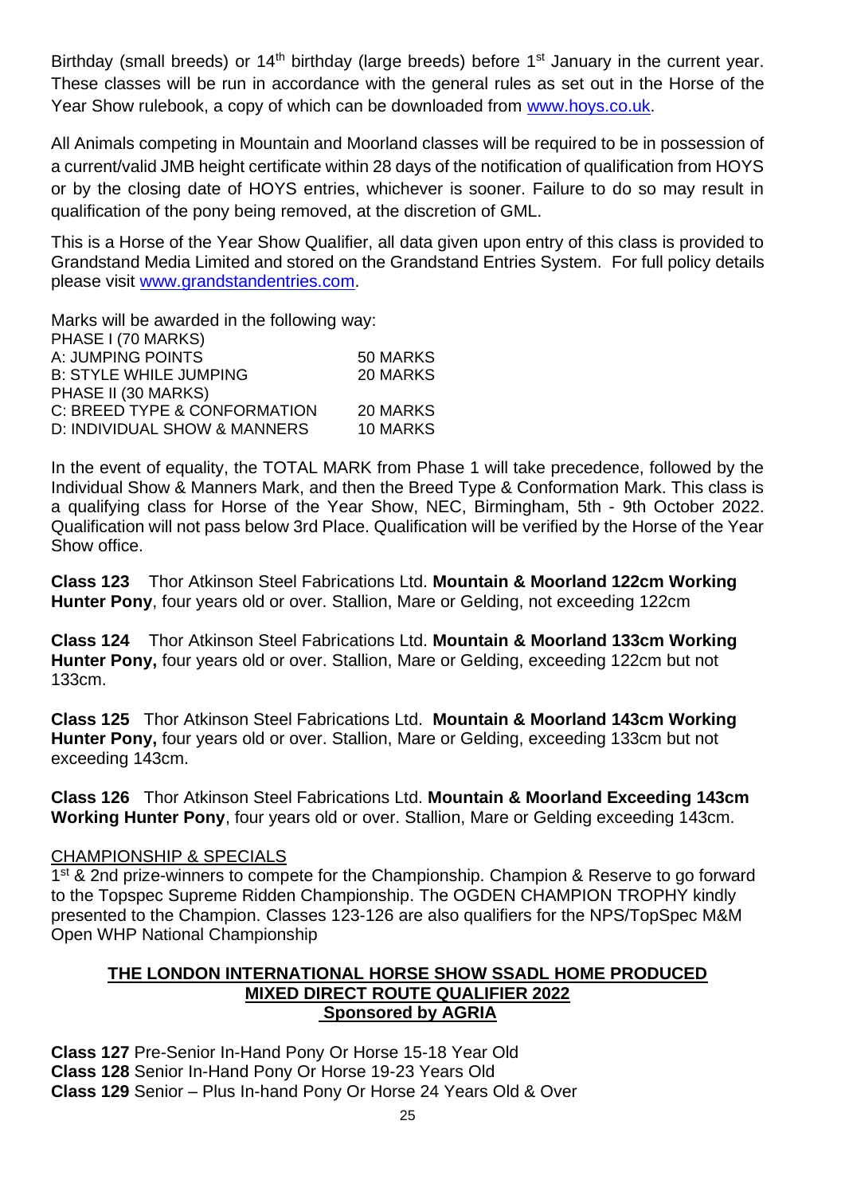Birthday (small breeds) or 14th birthday (large breeds) before 1st January in the current year. These classes will be run in accordance with the general rules as set out in the Horse of the Year Show rulebook, a copy of which can be downloaded from www.hoys.co.uk.

All Animals competing in Mountain and Moorland classes will be required to be in possession of a current/valid JMB height certificate within 28 days of the notification of qualification from HOYS or by the closing date of HOYS entries, whichever is sooner. Failure to do so may result in qualification of the pony being removed, at the discretion of GML.

This is a Horse of the Year Show Qualifier, all data given upon entry of this class is provided to Grandstand Media Limited and stored on the Grandstand Entries System. For full policy details please visit www.grandstandentries.com.

Marks will be awarded in the following way:

| | |
|---|---|
| PHASE I (70 MARKS) | |
| A: JUMPING POINTS | 50 MARKS |
| B: STYLE WHILE JUMPING | 20 MARKS |
| PHASE II (30 MARKS) | |
| C: BREED TYPE & CONFORMATION | 20 MARKS |
| D: INDIVIDUAL SHOW & MANNERS | 10 MARKS |

In the event of equality, the TOTAL MARK from Phase 1 will take precedence, followed by the Individual Show & Manners Mark, and then the Breed Type & Conformation Mark. This class is a qualifying class for Horse of the Year Show, NEC, Birmingham, 5th - 9th October 2022. Qualification will not pass below 3rd Place. Qualification will be verified by the Horse of the Year Show office.

**Class 123** Thor Atkinson Steel Fabrications Ltd. **Mountain & Moorland 122cm Working Hunter Pony**, four years old or over. Stallion, Mare or Gelding, not exceeding 122cm

**Class 124** Thor Atkinson Steel Fabrications Ltd. **Mountain & Moorland 133cm Working Hunter Pony,** four years old or over. Stallion, Mare or Gelding, exceeding 122cm but not 133cm.

**Class 125** Thor Atkinson Steel Fabrications Ltd. **Mountain & Moorland 143cm Working Hunter Pony,** four years old or over. Stallion, Mare or Gelding, exceeding 133cm but not exceeding 143cm.

**Class 126** Thor Atkinson Steel Fabrications Ltd. **Mountain & Moorland Exceeding 143cm Working Hunter Pony**, four years old or over. Stallion, Mare or Gelding exceeding 143cm.

CHAMPIONSHIP & SPECIALS

1st & 2nd prize-winners to compete for the Championship. Champion & Reserve to go forward to the Topspec Supreme Ridden Championship. The OGDEN CHAMPION TROPHY kindly presented to the Champion. Classes 123-126 are also qualifiers for the NPS/TopSpec M&M Open WHP National Championship

## THE LONDON INTERNATIONAL HORSE SHOW SSADL HOME PRODUCED MIXED DIRECT ROUTE QUALIFIER 2022 Sponsored by AGRIA

**Class 127** Pre-Senior In-Hand Pony Or Horse 15-18 Year Old
**Class 128** Senior In-Hand Pony Or Horse 19-23 Years Old
**Class 129** Senior – Plus In-hand Pony Or Horse 24 Years Old & Over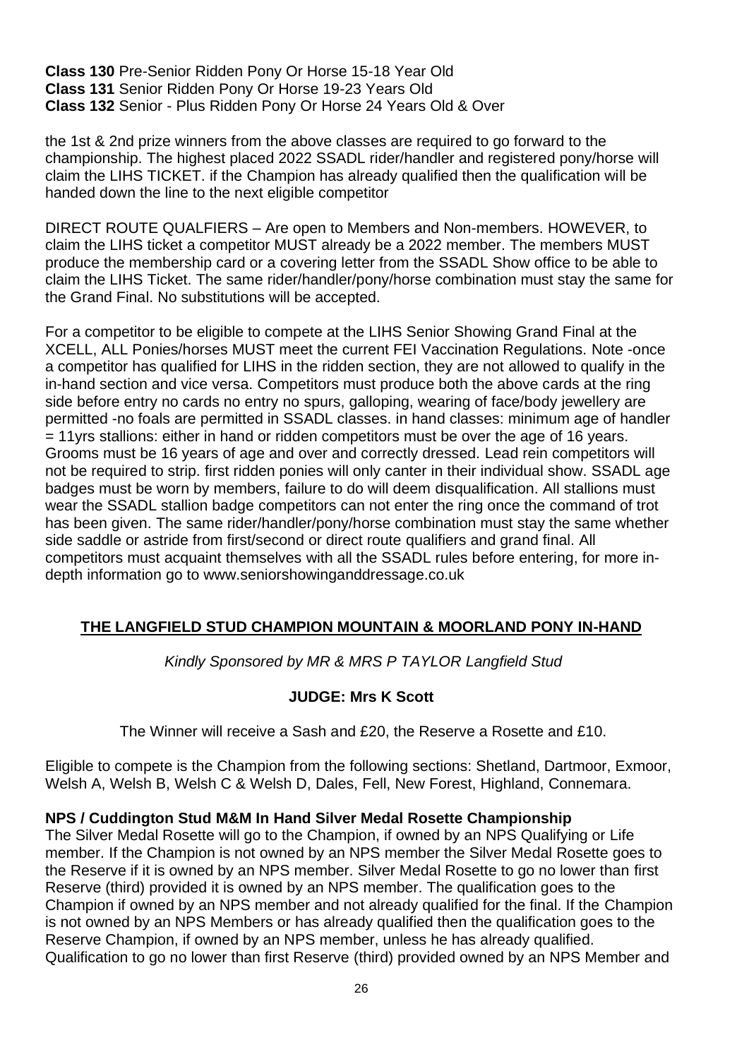**Class 130** Pre-Senior Ridden Pony Or Horse 15-18 Year Old
**Class 131** Senior Ridden Pony Or Horse 19-23 Years Old
**Class 132** Senior - Plus Ridden Pony Or Horse 24 Years Old & Over

the 1st & 2nd prize winners from the above classes are required to go forward to the championship. The highest placed 2022 SSADL rider/handler and registered pony/horse will claim the LIHS TICKET. if the Champion has already qualified then the qualification will be handed down the line to the next eligible competitor

DIRECT ROUTE QUALFIERS – Are open to Members and Non-members. HOWEVER, to claim the LIHS ticket a competitor MUST already be a 2022 member. The members MUST produce the membership card or a covering letter from the SSADL Show office to be able to claim the LIHS Ticket. The same rider/handler/pony/horse combination must stay the same for the Grand Final. No substitutions will be accepted.

For a competitor to be eligible to compete at the LIHS Senior Showing Grand Final at the XCELL, ALL Ponies/horses MUST meet the current FEI Vaccination Regulations. Note -once a competitor has qualified for LIHS in the ridden section, they are not allowed to qualify in the in-hand section and vice versa. Competitors must produce both the above cards at the ring side before entry no cards no entry no spurs, galloping, wearing of face/body jewellery are permitted -no foals are permitted in SSADL classes. in hand classes: minimum age of handler = 11yrs stallions: either in hand or ridden competitors must be over the age of 16 years. Grooms must be 16 years of age and over and correctly dressed. Lead rein competitors will not be required to strip. first ridden ponies will only canter in their individual show. SSADL age badges must be worn by members, failure to do will deem disqualification. All stallions must wear the SSADL stallion badge competitors can not enter the ring once the command of trot has been given. The same rider/handler/pony/horse combination must stay the same whether side saddle or astride from first/second or direct route qualifiers and grand final. All competitors must acquaint themselves with all the SSADL rules before entering, for more in-depth information go to www.seniorshowinganddressage.co.uk

## THE LANGFIELD STUD CHAMPION MOUNTAIN & MOORLAND PONY IN-HAND

*Kindly Sponsored by MR & MRS P TAYLOR Langfield Stud*

**JUDGE: Mrs K Scott**

The Winner will receive a Sash and £20, the Reserve a Rosette and £10.

Eligible to compete is the Champion from the following sections: Shetland, Dartmoor, Exmoor, Welsh A, Welsh B, Welsh C & Welsh D, Dales, Fell, New Forest, Highland, Connemara.

**NPS / Cuddington Stud M&M In Hand Silver Medal Rosette Championship**

The Silver Medal Rosette will go to the Champion, if owned by an NPS Qualifying or Life member. If the Champion is not owned by an NPS member the Silver Medal Rosette goes to the Reserve if it is owned by an NPS member. Silver Medal Rosette to go no lower than first Reserve (third) provided it is owned by an NPS member. The qualification goes to the Champion if owned by an NPS member and not already qualified for the final. If the Champion is not owned by an NPS Members or has already qualified then the qualification goes to the Reserve Champion, if owned by an NPS member, unless he has already qualified. Qualification to go no lower than first Reserve (third) provided owned by an NPS Member and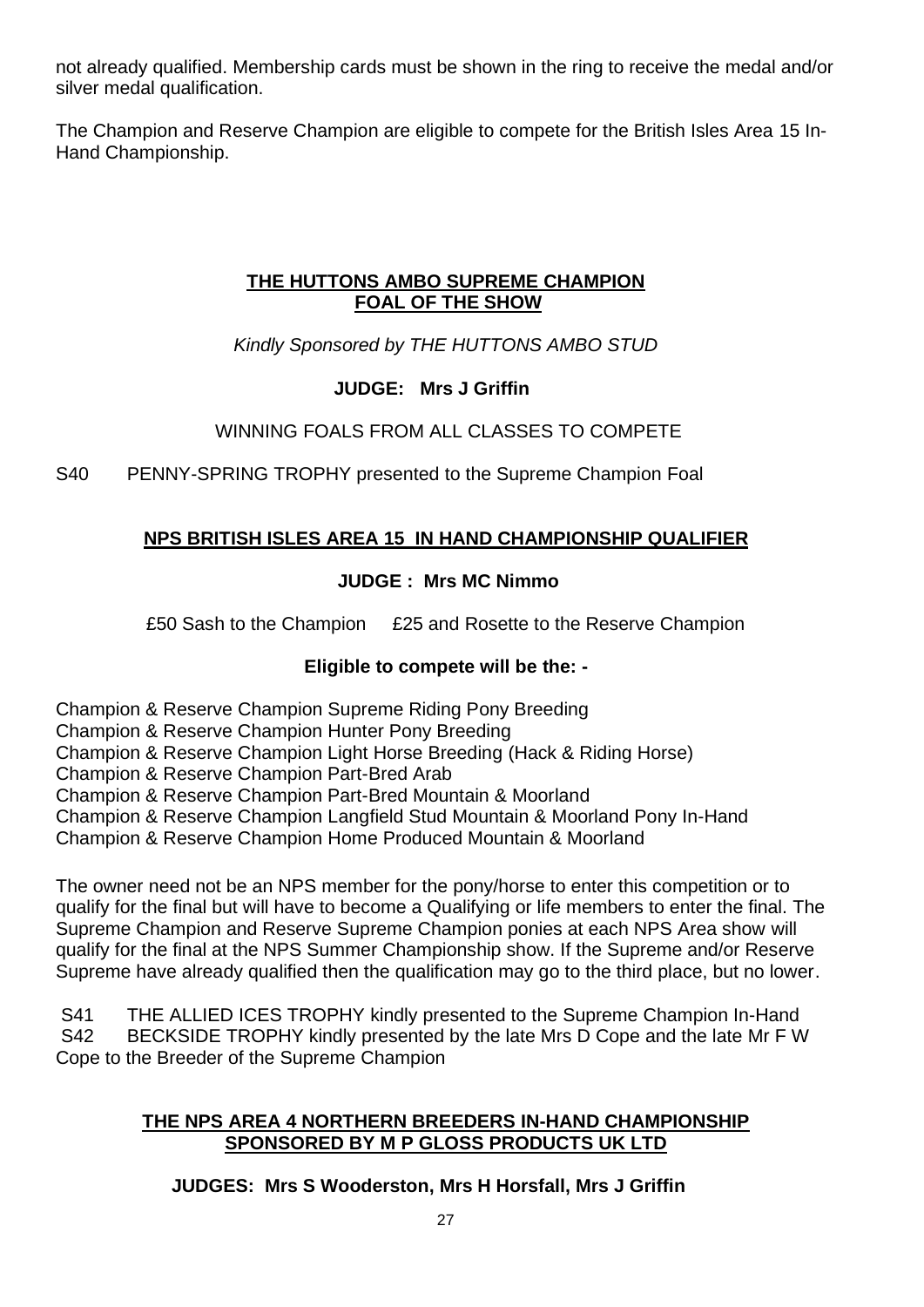not already qualified. Membership cards must be shown in the ring to receive the medal and/or silver medal qualification.

The Champion and Reserve Champion are eligible to compete for the British Isles Area 15 In-Hand Championship.

## THE HUTTONS AMBO SUPREME CHAMPION FOAL OF THE SHOW

*Kindly Sponsored by THE HUTTONS AMBO STUD*

**JUDGE: Mrs J Griffin**

WINNING FOALS FROM ALL CLASSES TO COMPETE

S40 PENNY-SPRING TROPHY presented to the Supreme Champion Foal

## NPS BRITISH ISLES AREA 15 IN HAND CHAMPIONSHIP QUALIFIER

**JUDGE : Mrs MC Nimmo**

£50 Sash to the Champion £25 and Rosette to the Reserve Champion

**Eligible to compete will be the: -**

Champion & Reserve Champion Supreme Riding Pony Breeding
Champion & Reserve Champion Hunter Pony Breeding
Champion & Reserve Champion Light Horse Breeding (Hack & Riding Horse)
Champion & Reserve Champion Part-Bred Arab
Champion & Reserve Champion Part-Bred Mountain & Moorland
Champion & Reserve Champion Langfield Stud Mountain & Moorland Pony In-Hand
Champion & Reserve Champion Home Produced Mountain & Moorland

The owner need not be an NPS member for the pony/horse to enter this competition or to qualify for the final but will have to become a Qualifying or life members to enter the final. The Supreme Champion and Reserve Supreme Champion ponies at each NPS Area show will qualify for the final at the NPS Summer Championship show. If the Supreme and/or Reserve Supreme have already qualified then the qualification may go to the third place, but no lower.

S41 THE ALLIED ICES TROPHY kindly presented to the Supreme Champion In-Hand
S42 BECKSIDE TROPHY kindly presented by the late Mrs D Cope and the late Mr F W Cope to the Breeder of the Supreme Champion

## THE NPS AREA 4 NORTHERN BREEDERS IN-HAND CHAMPIONSHIP SPONSORED BY M P GLOSS PRODUCTS UK LTD

**JUDGES: Mrs S Wooderston, Mrs H Horsfall, Mrs J Griffin**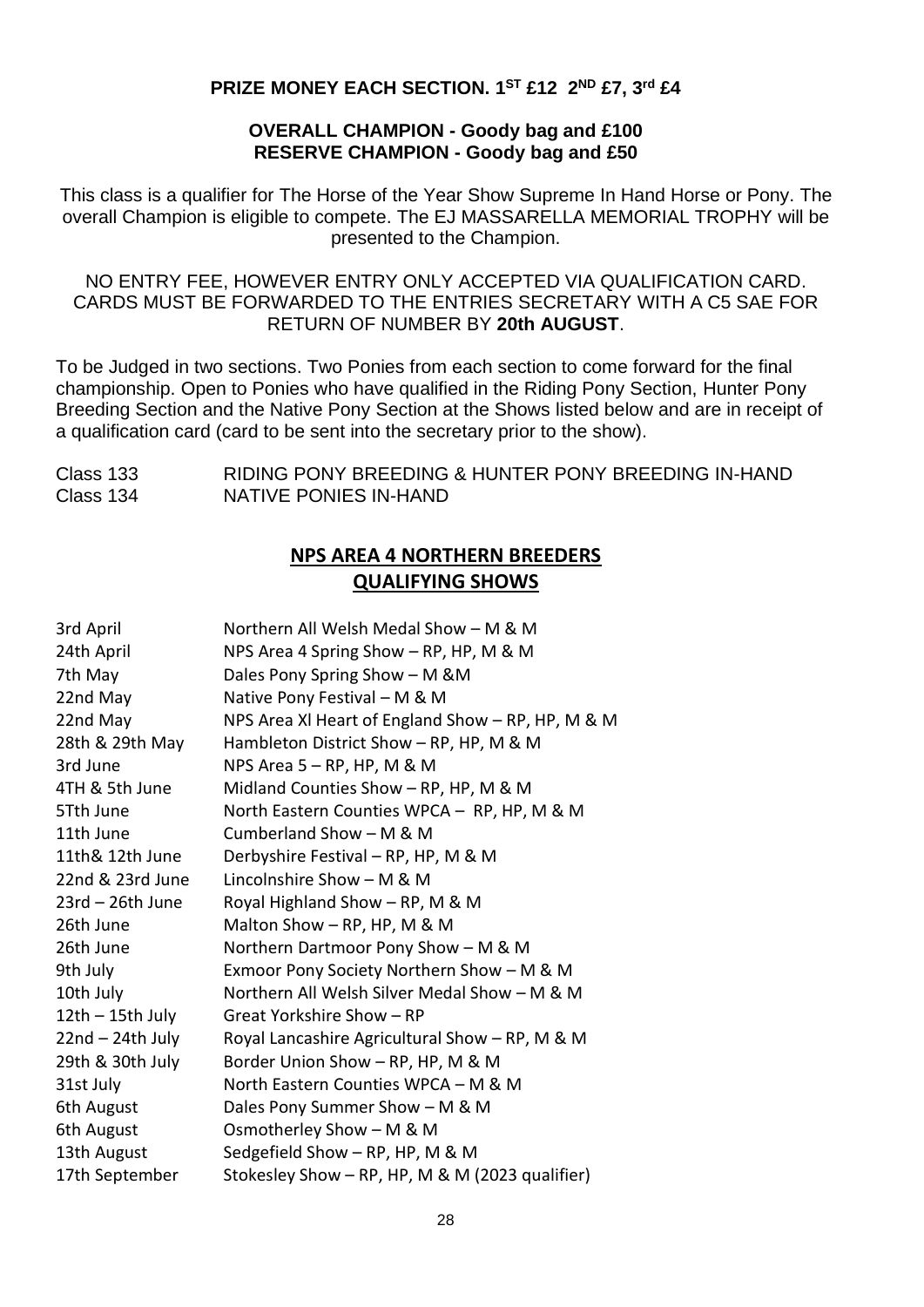**PRIZE MONEY EACH SECTION. 1ST £12 2ND £7, 3rd £4**

**OVERALL CHAMPION - Goody bag and £100**
**RESERVE CHAMPION - Goody bag and £50**

This class is a qualifier for The Horse of the Year Show Supreme In Hand Horse or Pony. The overall Champion is eligible to compete. The EJ MASSARELLA MEMORIAL TROPHY will be presented to the Champion.

NO ENTRY FEE, HOWEVER ENTRY ONLY ACCEPTED VIA QUALIFICATION CARD. CARDS MUST BE FORWARDED TO THE ENTRIES SECRETARY WITH A C5 SAE FOR RETURN OF NUMBER BY **20th AUGUST**.

To be Judged in two sections. Two Ponies from each section to come forward for the final championship. Open to Ponies who have qualified in the Riding Pony Section, Hunter Pony Breeding Section and the Native Pony Section at the Shows listed below and are in receipt of a qualification card (card to be sent into the secretary prior to the show).

| | |
|---|---|
| Class 133 | RIDING PONY BREEDING & HUNTER PONY BREEDING IN-HAND |
| Class 134 | NATIVE PONIES IN-HAND |

## NPS AREA 4 NORTHERN BREEDERS QUALIFYING SHOWS

| | |
|---|---|
| 3rd April | Northern All Welsh Medal Show – M & M |
| 24th April | NPS Area 4 Spring Show – RP, HP, M & M |
| 7th May | Dales Pony Spring Show – M &M |
| 22nd May | Native Pony Festival – M & M |
| 22nd May | NPS Area Xl Heart of England Show – RP, HP, M & M |
| 28th & 29th May | Hambleton District Show – RP, HP, M & M |
| 3rd June | NPS Area 5 – RP, HP, M & M |
| 4TH & 5th June | Midland Counties Show – RP, HP, M & M |
| 5Tth June | North Eastern Counties WPCA – RP, HP, M & M |
| 11th June | Cumberland Show – M & M |
| 11th& 12th June | Derbyshire Festival – RP, HP, M & M |
| 22nd & 23rd June | Lincolnshire Show – M & M |
| 23rd – 26th June | Royal Highland Show – RP, M & M |
| 26th June | Malton Show – RP, HP, M & M |
| 26th June | Northern Dartmoor Pony Show – M & M |
| 9th July | Exmoor Pony Society Northern Show – M & M |
| 10th July | Northern All Welsh Silver Medal Show – M & M |
| 12th – 15th July | Great Yorkshire Show – RP |
| 22nd – 24th July | Royal Lancashire Agricultural Show – RP, M & M |
| 29th & 30th July | Border Union Show – RP, HP, M & M |
| 31st July | North Eastern Counties WPCA – M & M |
| 6th August | Dales Pony Summer Show – M & M |
| 6th August | Osmotherley Show – M & M |
| 13th August | Sedgefield Show – RP, HP, M & M |
| 17th September | Stokesley Show – RP, HP, M & M (2023 qualifier) |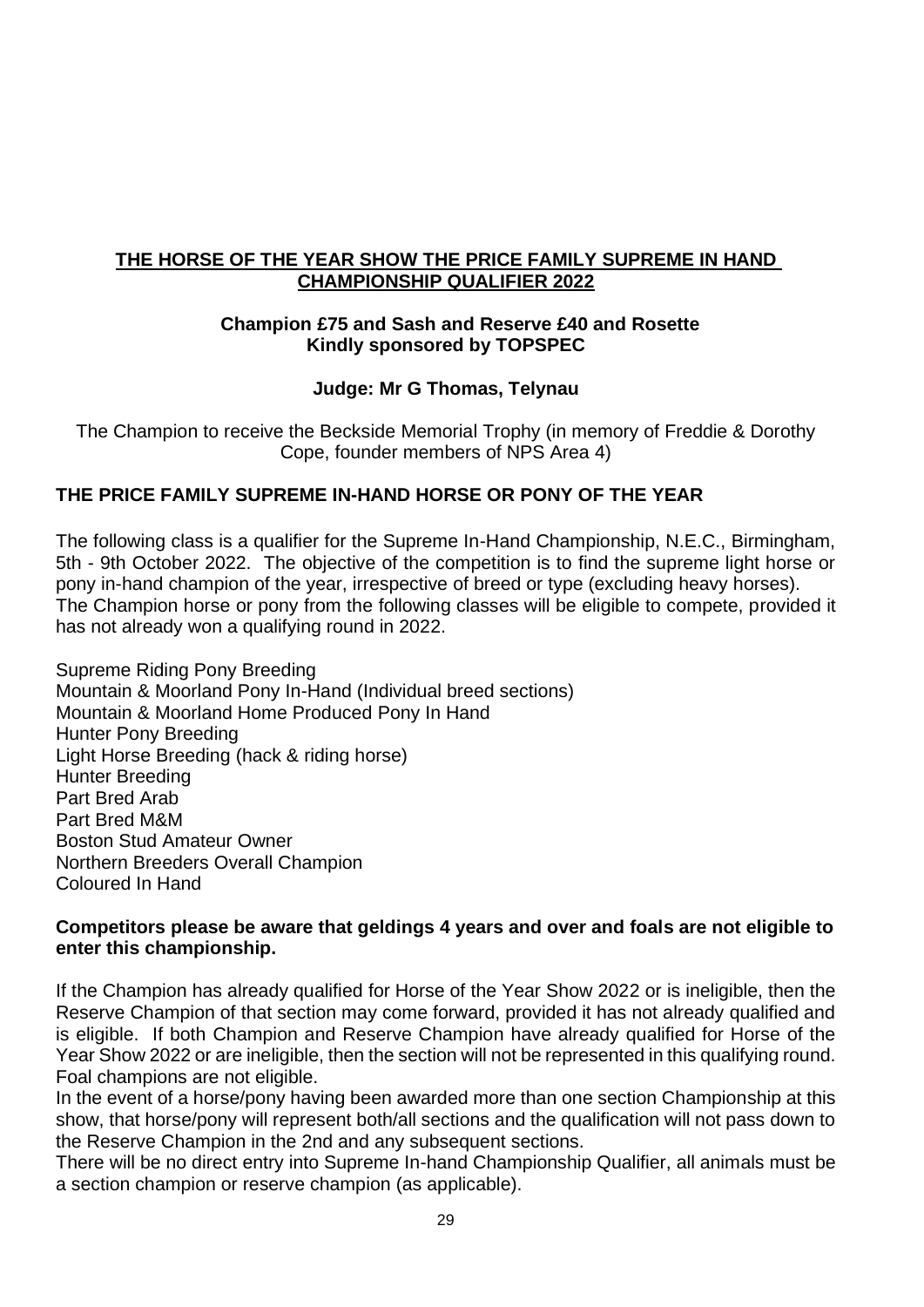## THE HORSE OF THE YEAR SHOW THE PRICE FAMILY SUPREME IN HAND CHAMPIONSHIP QUALIFIER 2022

**Champion £75 and Sash and Reserve £40 and Rosette**
**Kindly sponsored by TOPSPEC**

**Judge: Mr G Thomas, Telynau**

The Champion to receive the Beckside Memorial Trophy (in memory of Freddie & Dorothy Cope, founder members of NPS Area 4)

### THE PRICE FAMILY SUPREME IN-HAND HORSE OR PONY OF THE YEAR

The following class is a qualifier for the Supreme In-Hand Championship, N.E.C., Birmingham, 5th - 9th October 2022. The objective of the competition is to find the supreme light horse or pony in-hand champion of the year, irrespective of breed or type (excluding heavy horses). The Champion horse or pony from the following classes will be eligible to compete, provided it has not already won a qualifying round in 2022.

Supreme Riding Pony Breeding
Mountain & Moorland Pony In-Hand (Individual breed sections)
Mountain & Moorland Home Produced Pony In Hand
Hunter Pony Breeding
Light Horse Breeding (hack & riding horse)
Hunter Breeding
Part Bred Arab
Part Bred M&M
Boston Stud Amateur Owner
Northern Breeders Overall Champion
Coloured In Hand

**Competitors please be aware that geldings 4 years and over and foals are not eligible to enter this championship.**

If the Champion has already qualified for Horse of the Year Show 2022 or is ineligible, then the Reserve Champion of that section may come forward, provided it has not already qualified and is eligible. If both Champion and Reserve Champion have already qualified for Horse of the Year Show 2022 or are ineligible, then the section will not be represented in this qualifying round. Foal champions are not eligible.

In the event of a horse/pony having been awarded more than one section Championship at this show, that horse/pony will represent both/all sections and the qualification will not pass down to the Reserve Champion in the 2nd and any subsequent sections.

There will be no direct entry into Supreme In-hand Championship Qualifier, all animals must be a section champion or reserve champion (as applicable).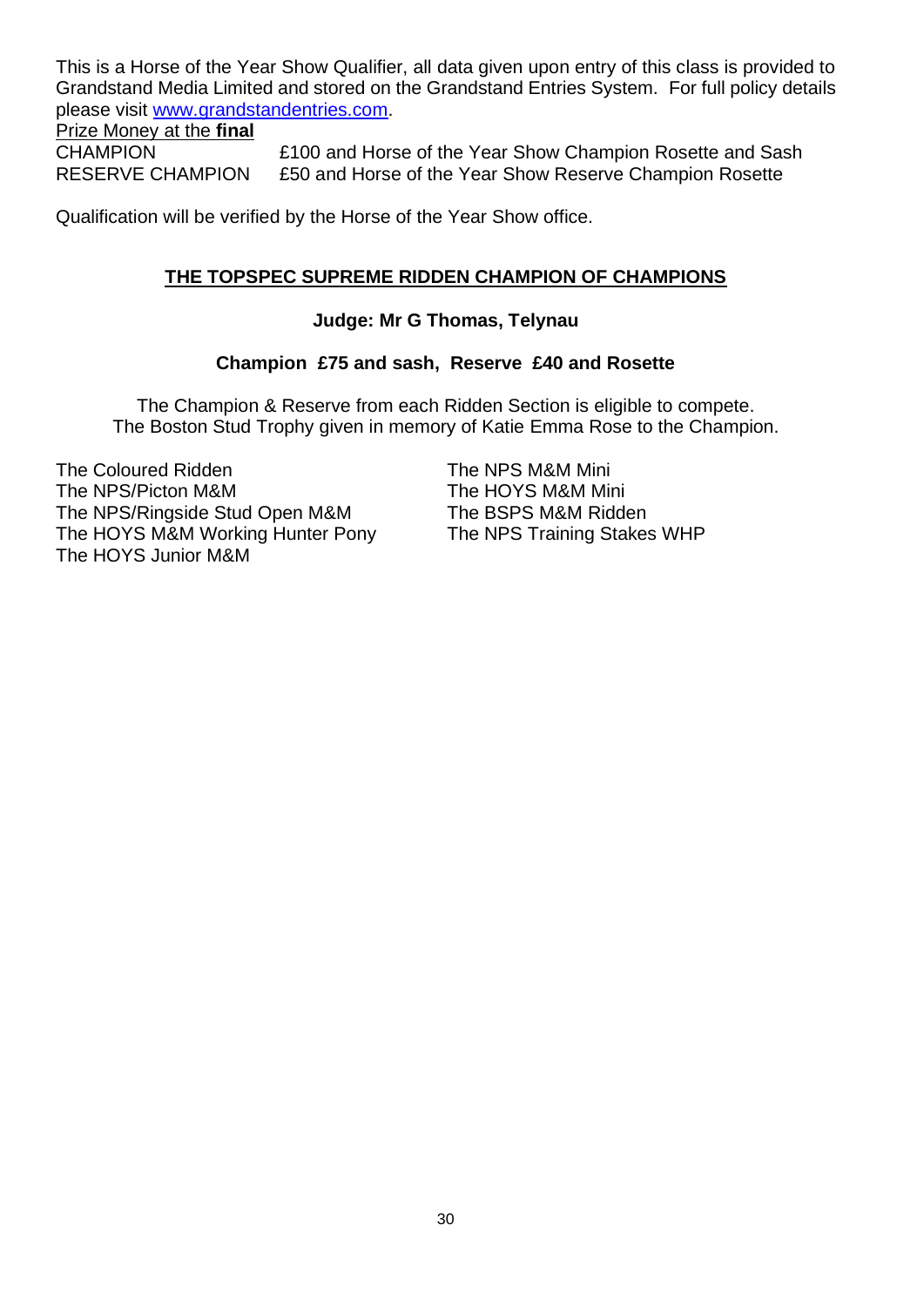This is a Horse of the Year Show Qualifier, all data given upon entry of this class is provided to Grandstand Media Limited and stored on the Grandstand Entries System. For full policy details please visit [www.grandstandentries.com](http://www.grandstandentries.com).

Prize Money at the **final**

| | |
|---|---|
| CHAMPION | £100 and Horse of the Year Show Champion Rosette and Sash |
| RESERVE CHAMPION | £50 and Horse of the Year Show Reserve Champion Rosette |

Qualification will be verified by the Horse of the Year Show office.

## THE TOPSPEC SUPREME RIDDEN CHAMPION OF CHAMPIONS

**Judge: Mr G Thomas, Telynau**

**Champion £75 and sash, Reserve £40 and Rosette**

The Champion & Reserve from each Ridden Section is eligible to compete.
The Boston Stud Trophy given in memory of Katie Emma Rose to the Champion.

The Coloured Ridden
The NPS/Picton M&M
The NPS/Ringside Stud Open M&M
The HOYS M&M Working Hunter Pony
The HOYS Junior M&M
The NPS M&M Mini
The HOYS M&M Mini
The BSPS M&M Ridden
The NPS Training Stakes WHP